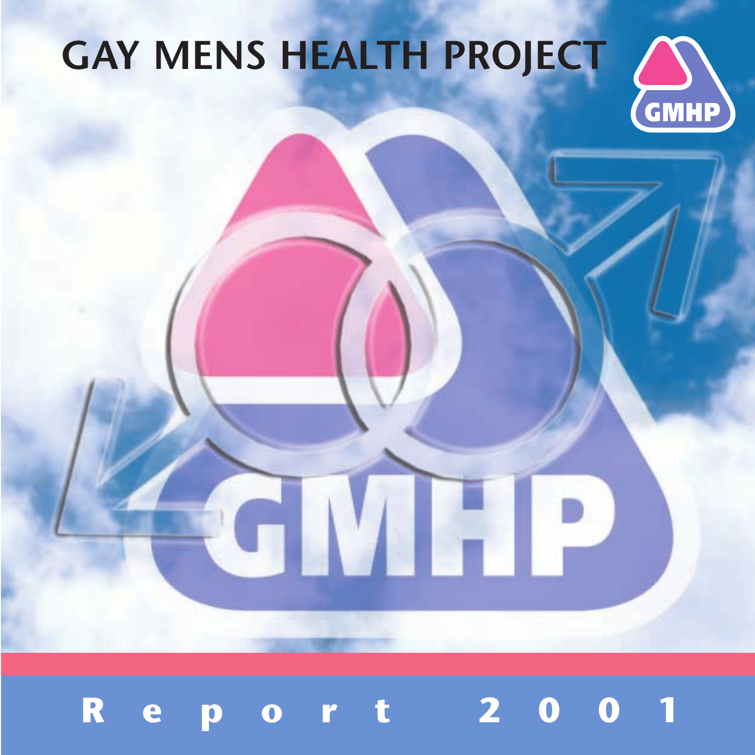# GAY MENS HEALTH PROJECT

GMHP

GMHP

**Report 2001**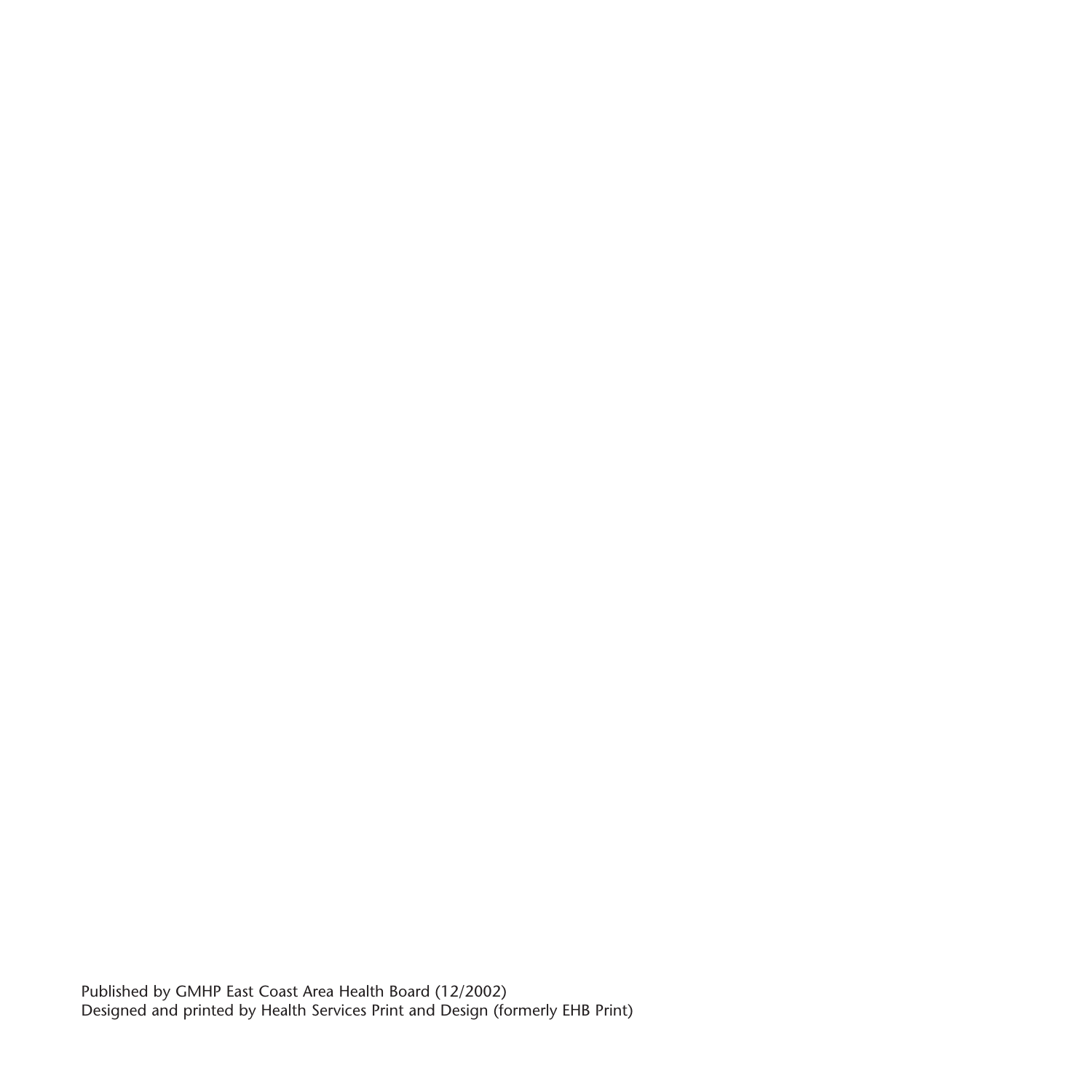Published by GMHP East Coast Area Health Board (12/2002)
Designed and printed by Health Services Print and Design (formerly EHB Print)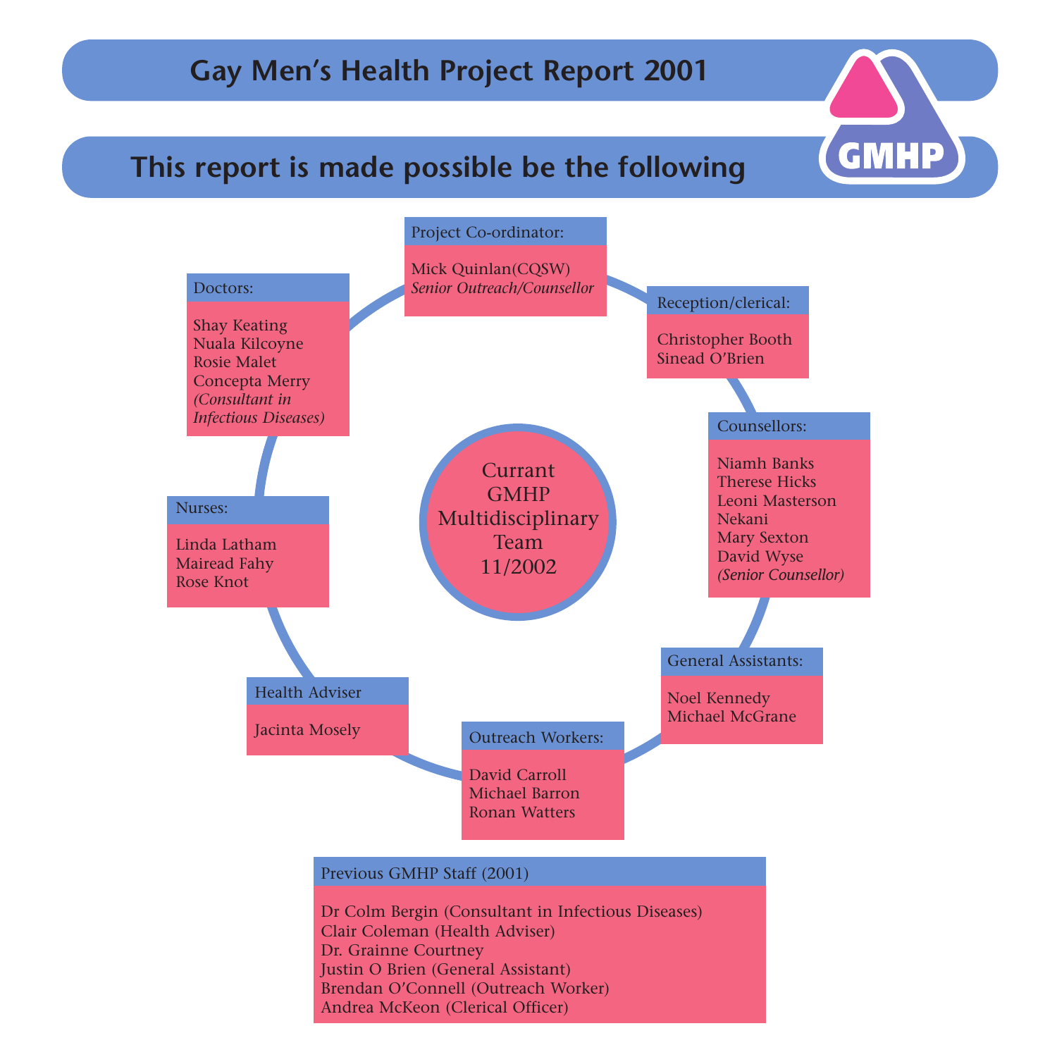# Gay Men's Health Project Report 2001

## This report is made possible be the following

GMHP

**Currant GMHP Multidisciplinary Team 11/2002**

**Project Co-ordinator:**

Mick Quinlan(CQSW)
*Senior Outreach/Counsellor*

**Reception/clerical:**

Christopher Booth
Sinead O'Brien

**Counsellors:**

Niamh Banks
Therese Hicks
Leoni Masterson
Nekani
Mary Sexton
David Wyse
*(Senior Counsellor)*

**General Assistants:**

Noel Kennedy
Michael McGrane

**Outreach Workers:**

David Carroll
Michael Barron
Ronan Watters

**Health Adviser**

Jacinta Mosely

**Nurses:**

Linda Latham
Mairead Fahy
Rose Knot

**Doctors:**

Shay Keating
Nuala Kilcoyne
Rosie Malet
Concepta Merry
*(Consultant in Infectious Diseases)*

**Previous GMHP Staff (2001)**

Dr Colm Bergin (Consultant in Infectious Diseases)
Clair Coleman (Health Adviser)
Dr. Grainne Courtney
Justin O Brien (General Assistant)
Brendan O'Connell (Outreach Worker)
Andrea McKeon (Clerical Officer)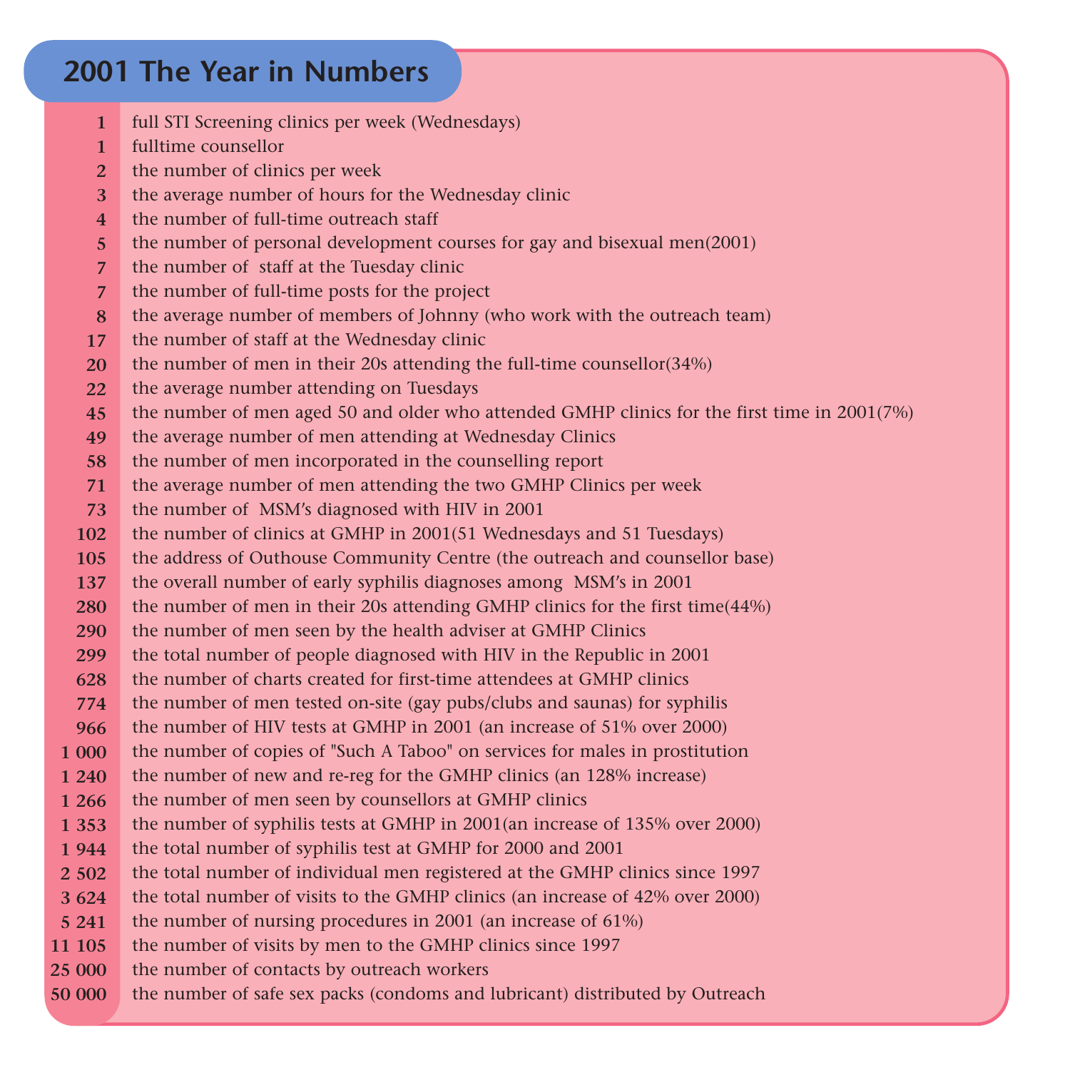# 2001 The Year in Numbers

| | |
|---|---|
| **1** | full STI Screening clinics per week (Wednesdays) |
| **1** | fulltime counsellor |
| **2** | the number of clinics per week |
| **3** | the average number of hours for the Wednesday clinic |
| **4** | the number of full-time outreach staff |
| **5** | the number of personal development courses for gay and bisexual men(2001) |
| **7** | the number of staff at the Tuesday clinic |
| **7** | the number of full-time posts for the project |
| **8** | the average number of members of Johnny (who work with the outreach team) |
| **17** | the number of staff at the Wednesday clinic |
| **20** | the number of men in their 20s attending the full-time counsellor(34%) |
| **22** | the average number attending on Tuesdays |
| **45** | the number of men aged 50 and older who attended GMHP clinics for the first time in 2001(7%) |
| **49** | the average number of men attending at Wednesday Clinics |
| **58** | the number of men incorporated in the counselling report |
| **71** | the average number of men attending the two GMHP Clinics per week |
| **73** | the number of MSM's diagnosed with HIV in 2001 |
| **102** | the number of clinics at GMHP in 2001(51 Wednesdays and 51 Tuesdays) |
| **105** | the address of Outhouse Community Centre (the outreach and counsellor base) |
| **137** | the overall number of early syphilis diagnoses among MSM's in 2001 |
| **280** | the number of men in their 20s attending GMHP clinics for the first time(44%) |
| **290** | the number of men seen by the health adviser at GMHP Clinics |
| **299** | the total number of people diagnosed with HIV in the Republic in 2001 |
| **628** | the number of charts created for first-time attendees at GMHP clinics |
| **774** | the number of men tested on-site (gay pubs/clubs and saunas) for syphilis |
| **966** | the number of HIV tests at GMHP in 2001 (an increase of 51% over 2000) |
| **1 000** | the number of copies of "Such A Taboo" on services for males in prostitution |
| **1 240** | the number of new and re-reg for the GMHP clinics (an 128% increase) |
| **1 266** | the number of men seen by counsellors at GMHP clinics |
| **1 353** | the number of syphilis tests at GMHP in 2001(an increase of 135% over 2000) |
| **1 944** | the total number of syphilis test at GMHP for 2000 and 2001 |
| **2 502** | the total number of individual men registered at the GMHP clinics since 1997 |
| **3 624** | the total number of visits to the GMHP clinics (an increase of 42% over 2000) |
| **5 241** | the number of nursing procedures in 2001 (an increase of 61%) |
| **11 105** | the number of visits by men to the GMHP clinics since 1997 |
| **25 000** | the number of contacts by outreach workers |
| **50 000** | the number of safe sex packs (condoms and lubricant) distributed by Outreach |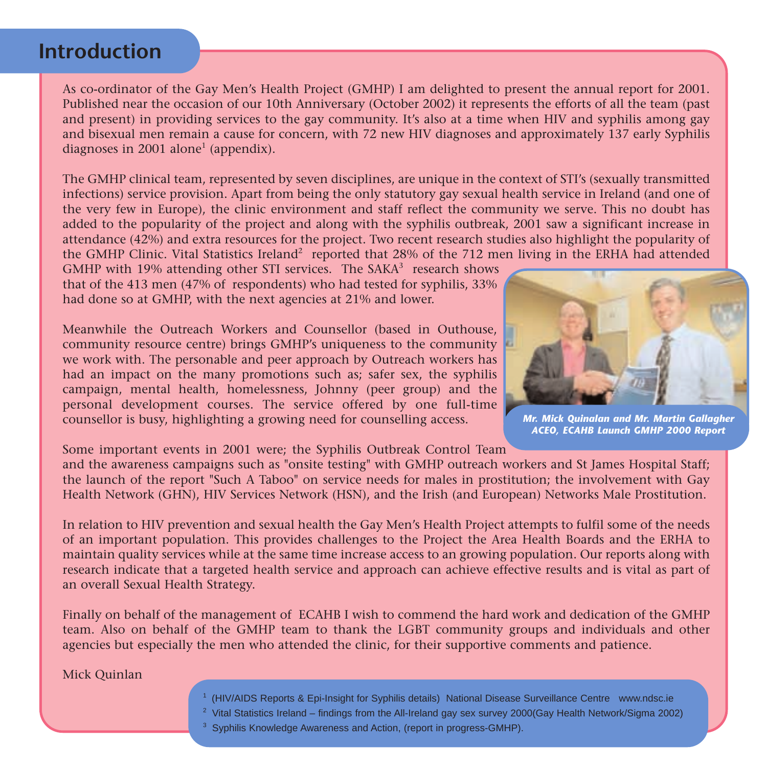# Introduction

As co-ordinator of the Gay Men's Health Project (GMHP) I am delighted to present the annual report for 2001. Published near the occasion of our 10th Anniversary (October 2002) it represents the efforts of all the team (past and present) in providing services to the gay community. It's also at a time when HIV and syphilis among gay and bisexual men remain a cause for concern, with 72 new HIV diagnoses and approximately 137 early Syphilis diagnoses in 2001 alone[1] (appendix).

The GMHP clinical team, represented by seven disciplines, are unique in the context of STI's (sexually transmitted infections) service provision. Apart from being the only statutory gay sexual health service in Ireland (and one of the very few in Europe), the clinic environment and staff reflect the community we serve. This no doubt has added to the popularity of the project and along with the syphilis outbreak, 2001 saw a significant increase in attendance (42%) and extra resources for the project. Two recent research studies also highlight the popularity of the GMHP Clinic. Vital Statistics Ireland[2] reported that 28% of the 712 men living in the ERHA had attended GMHP with 19% attending other STI services. The SAKA[3] research shows that of the 413 men (47% of respondents) who had tested for syphilis, 33% had done so at GMHP, with the next agencies at 21% and lower.

Meanwhile the Outreach Workers and Counsellor (based in Outhouse, community resource centre) brings GMHP's uniqueness to the community we work with. The personable and peer approach by Outreach workers has had an impact on the many promotions such as; safer sex, the syphilis campaign, mental health, homelessness, Johnny (peer group) and the personal development courses. The service offered by one full-time counsellor is busy, highlighting a growing need for counselling access.

*Mr. Mick Quinalan and Mr. Martin Gallagher ACEO, ECAHB Launch GMHP 2000 Report*

Some important events in 2001 were; the Syphilis Outbreak Control Team and the awareness campaigns such as "onsite testing" with GMHP outreach workers and St James Hospital Staff; the launch of the report "Such A Taboo" on service needs for males in prostitution; the involvement with Gay Health Network (GHN), HIV Services Network (HSN), and the Irish (and European) Networks Male Prostitution.

In relation to HIV prevention and sexual health the Gay Men's Health Project attempts to fulfil some of the needs of an important population. This provides challenges to the Project the Area Health Boards and the ERHA to maintain quality services while at the same time increase access to an growing population. Our reports along with research indicate that a targeted health service and approach can achieve effective results and is vital as part of an overall Sexual Health Strategy.

Finally on behalf of the management of ECAHB I wish to commend the hard work and dedication of the GMHP team. Also on behalf of the GMHP team to thank the LGBT community groups and individuals and other agencies but especially the men who attended the clinic, for their supportive comments and patience.

Mick Quinlan

[1] (HIV/AIDS Reports & Epi-Insight for Syphilis details) National Disease Surveillance Centre www.ndsc.ie

[2] Vital Statistics Ireland – findings from the All-Ireland gay sex survey 2000(Gay Health Network/Sigma 2002)

[3] Syphilis Knowledge Awareness and Action, (report in progress-GMHP).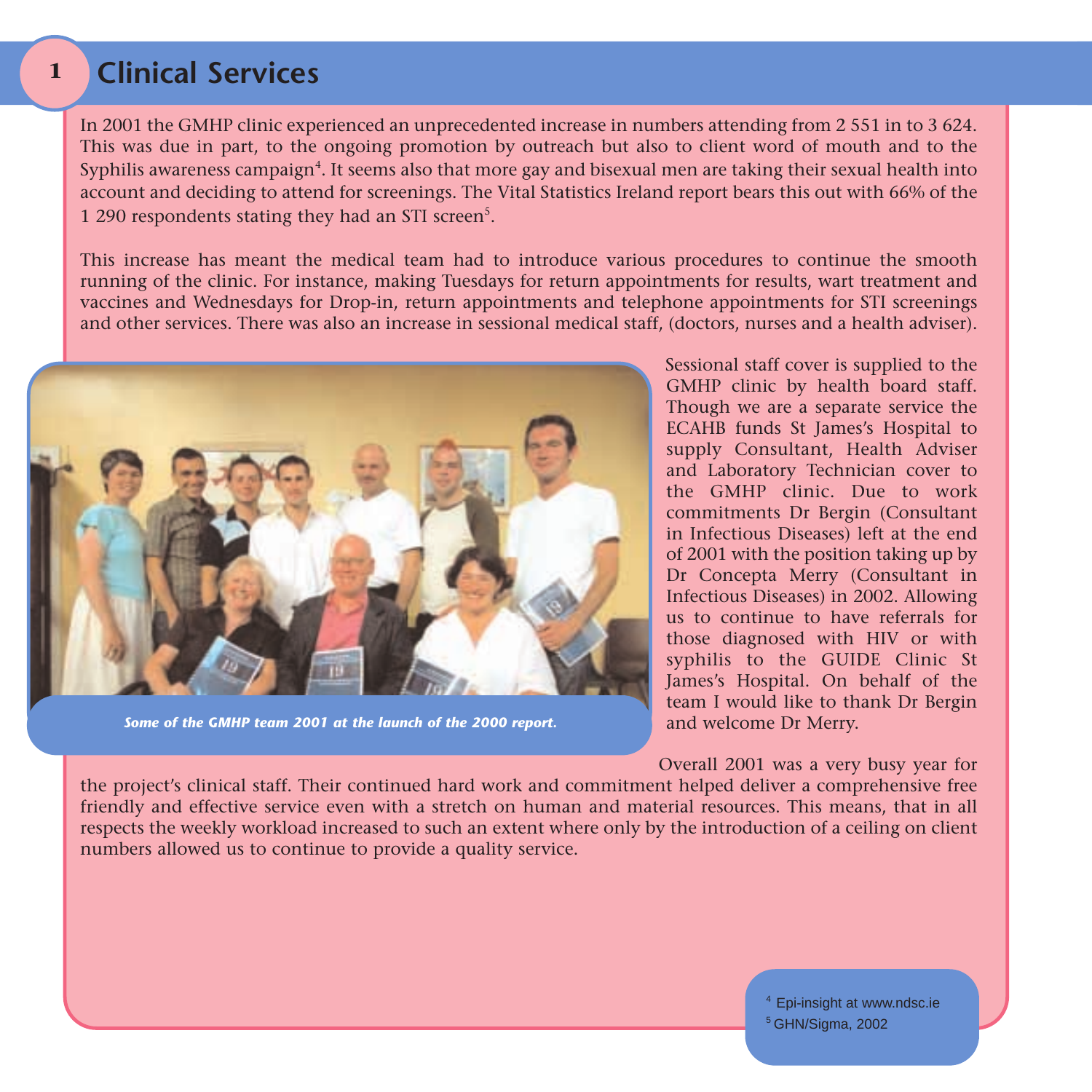# 1 Clinical Services

In 2001 the GMHP clinic experienced an unprecedented increase in numbers attending from 2 551 in to 3 624. This was due in part, to the ongoing promotion by outreach but also to client word of mouth and to the Syphilis awareness campaign[4]. It seems also that more gay and bisexual men are taking their sexual health into account and deciding to attend for screenings. The Vital Statistics Ireland report bears this out with 66% of the 1 290 respondents stating they had an STI screen[5].

This increase has meant the medical team had to introduce various procedures to continue the smooth running of the clinic. For instance, making Tuesdays for return appointments for results, wart treatment and vaccines and Wednesdays for Drop-in, return appointments and telephone appointments for STI screenings and other services. There was also an increase in sessional medical staff, (doctors, nurses and a health adviser).

*Some of the GMHP team 2001 at the launch of the 2000 report.*

Sessional staff cover is supplied to the GMHP clinic by health board staff. Though we are a separate service the ECAHB funds St James's Hospital to supply Consultant, Health Adviser and Laboratory Technician cover to the GMHP clinic. Due to work commitments Dr Bergin (Consultant in Infectious Diseases) left at the end of 2001 with the position taking up by Dr Concepta Merry (Consultant in Infectious Diseases) in 2002. Allowing us to continue to have referrals for those diagnosed with HIV or with syphilis to the GUIDE Clinic St James's Hospital. On behalf of the team I would like to thank Dr Bergin and welcome Dr Merry.

Overall 2001 was a very busy year for the project's clinical staff. Their continued hard work and commitment helped deliver a comprehensive free friendly and effective service even with a stretch on human and material resources. This means, that in all respects the weekly workload increased to such an extent where only by the introduction of a ceiling on client numbers allowed us to continue to provide a quality service.

[4] Epi-insight at www.ndsc.ie
[5] GHN/Sigma, 2002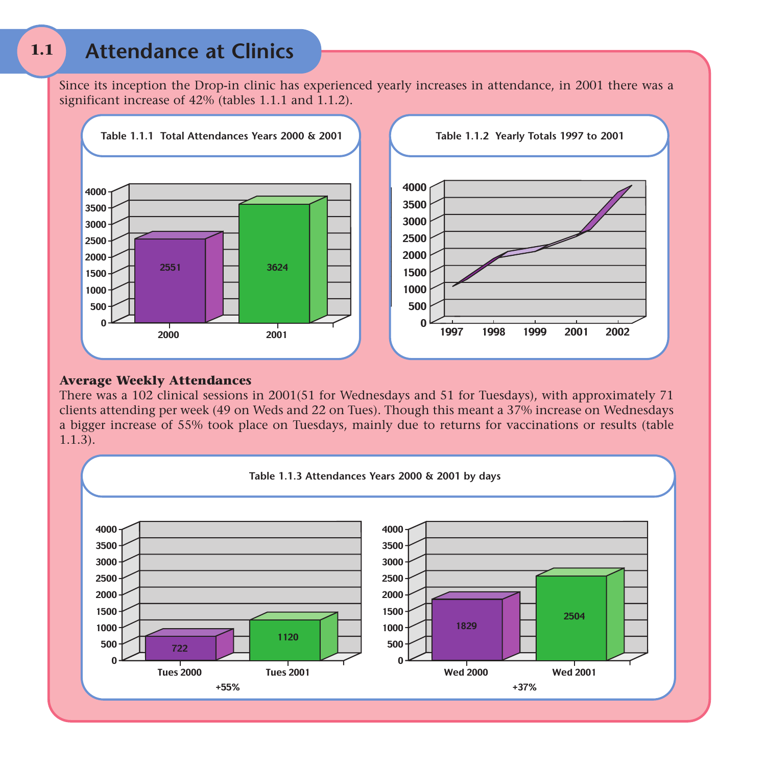# 1.1 Attendance at Clinics

Since its inception the Drop-in clinic has experienced yearly increases in attendance, in 2001 there was a significant increase of 42% (tables 1.1.1 and 1.1.2).

**Table 1.1.1 Total Attendances Years 2000 & 2001**

| Year | Attendances |
|---|---|
| 2000 | 2551 |
| 2001 | 3624 |

**Table 1.1.2 Yearly Totals 1997 to 2001**

**Average Weekly Attendances**

There was a 102 clinical sessions in 2001(51 for Wednesdays and 51 for Tuesdays), with approximately 71 clients attending per week (49 on Weds and 22 on Tues). Though this meant a 37% increase on Wednesdays a bigger increase of 55% took place on Tuesdays, mainly due to returns for vaccinations or results (table 1.1.3).

**Table 1.1.3 Attendances Years 2000 & 2001 by days**

| | 2000 | 2001 | Change |
|---|---|---|---|
| Tues | 722 | 1120 | +55% |
| Wed | 1829 | 2504 | +37% |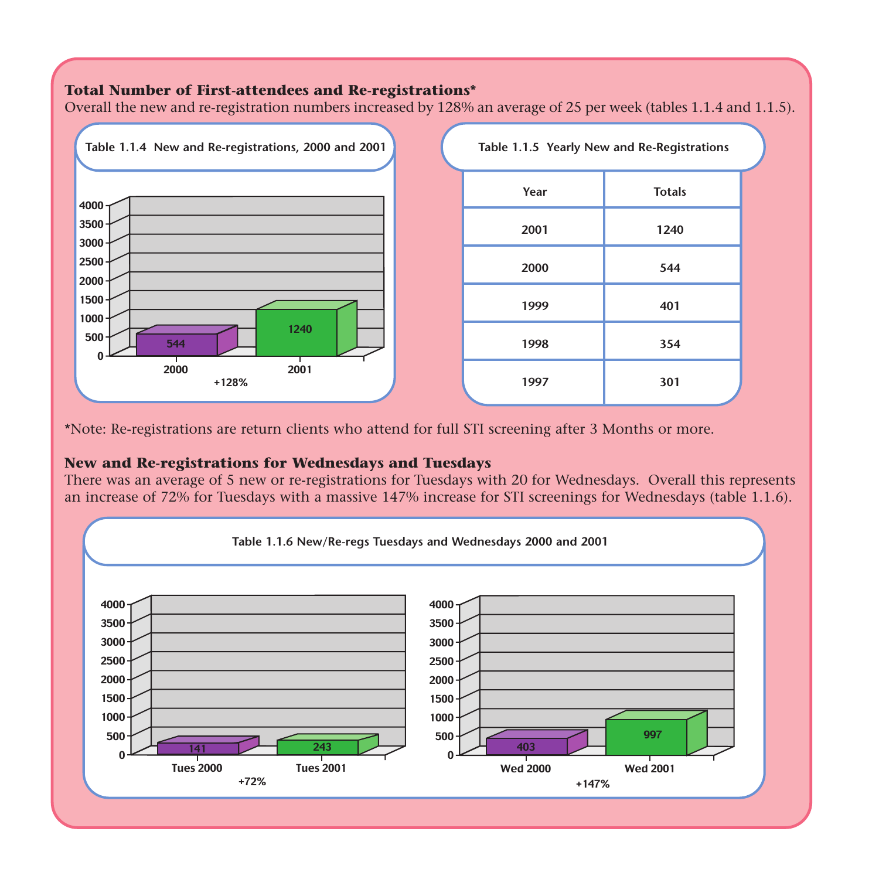### Total Number of First-attendees and Re-registrations*

Overall the new and re-registration numbers increased by 128% an average of 25 per week (tables 1.1.4 and 1.1.5).

**Table 1.1.4 New and Re-registrations, 2000 and 2001**

| Year | Registrations |
|---|---|
| 2000 | 544 |
| 2001 | 1240 |

+128%

**Table 1.1.5 Yearly New and Re-Registrations**

| Year | Totals |
|---|---|
| 2001 | 1240 |
| 2000 | 544 |
| 1999 | 401 |
| 1998 | 354 |
| 1997 | 301 |

*Note: Re-registrations are return clients who attend for full STI screening after 3 Months or more.

### New and Re-registrations for Wednesdays and Tuesdays

There was an average of 5 new or re-registrations for Tuesdays with 20 for Wednesdays. Overall this represents an increase of 72% for Tuesdays with a massive 147% increase for STI screenings for Wednesdays (table 1.1.6).

**Table 1.1.6 New/Re-regs Tuesdays and Wednesdays 2000 and 2001**

| Day | Registrations |
|---|---|
| Tues 2000 | 141 |
| Tues 2001 | 243 |

+72%

| Day | Registrations |
|---|---|
| Wed 2000 | 403 |
| Wed 2001 | 997 |

+147%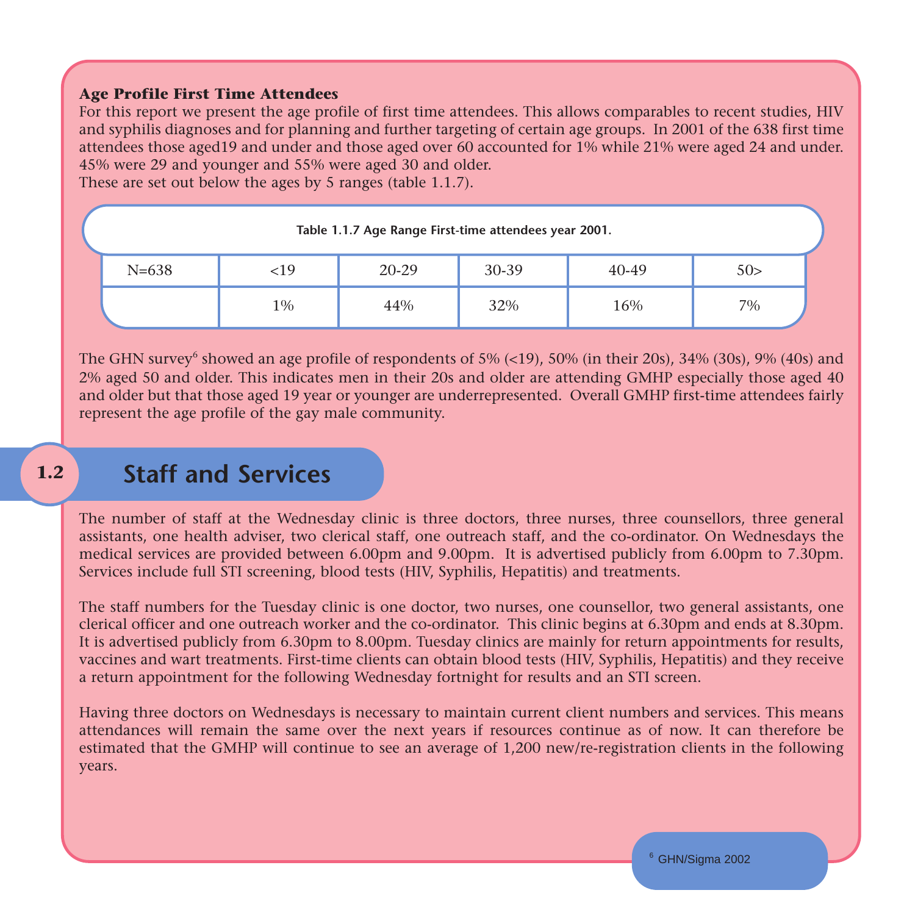### Age Profile First Time Attendees

For this report we present the age profile of first time attendees. This allows comparables to recent studies, HIV and syphilis diagnoses and for planning and further targeting of certain age groups. In 2001 of the 638 first time attendees those aged19 and under and those aged over 60 accounted for 1% while 21% were aged 24 and under. 45% were 29 and younger and 55% were aged 30 and older.
These are set out below the ages by 5 ranges (table 1.1.7).

**Table 1.1.7 Age Range First-time attendees year 2001.**

| N=638 | <19 | 20-29 | 30-39 | 40-49 | 50> |
|---|---|---|---|---|---|
| | 1% | 44% | 32% | 16% | 7% |

The GHN survey[6] showed an age profile of respondents of 5% (<19), 50% (in their 20s), 34% (30s), 9% (40s) and 2% aged 50 and older. This indicates men in their 20s and older are attending GMHP especially those aged 40 and older but that those aged 19 year or younger are underrepresented. Overall GMHP first-time attendees fairly represent the age profile of the gay male community.

## 1.2 Staff and Services

The number of staff at the Wednesday clinic is three doctors, three nurses, three counsellors, three general assistants, one health adviser, two clerical staff, one outreach staff, and the co-ordinator. On Wednesdays the medical services are provided between 6.00pm and 9.00pm. It is advertised publicly from 6.00pm to 7.30pm. Services include full STI screening, blood tests (HIV, Syphilis, Hepatitis) and treatments.

The staff numbers for the Tuesday clinic is one doctor, two nurses, one counsellor, two general assistants, one clerical officer and one outreach worker and the co-ordinator. This clinic begins at 6.30pm and ends at 8.30pm. It is advertised publicly from 6.30pm to 8.00pm. Tuesday clinics are mainly for return appointments for results, vaccines and wart treatments. First-time clients can obtain blood tests (HIV, Syphilis, Hepatitis) and they receive a return appointment for the following Wednesday fortnight for results and an STI screen.

Having three doctors on Wednesdays is necessary to maintain current client numbers and services. This means attendances will remain the same over the next years if resources continue as of now. It can therefore be estimated that the GMHP will continue to see an average of 1,200 new/re-registration clients in the following years.

[6] GHN/Sigma 2002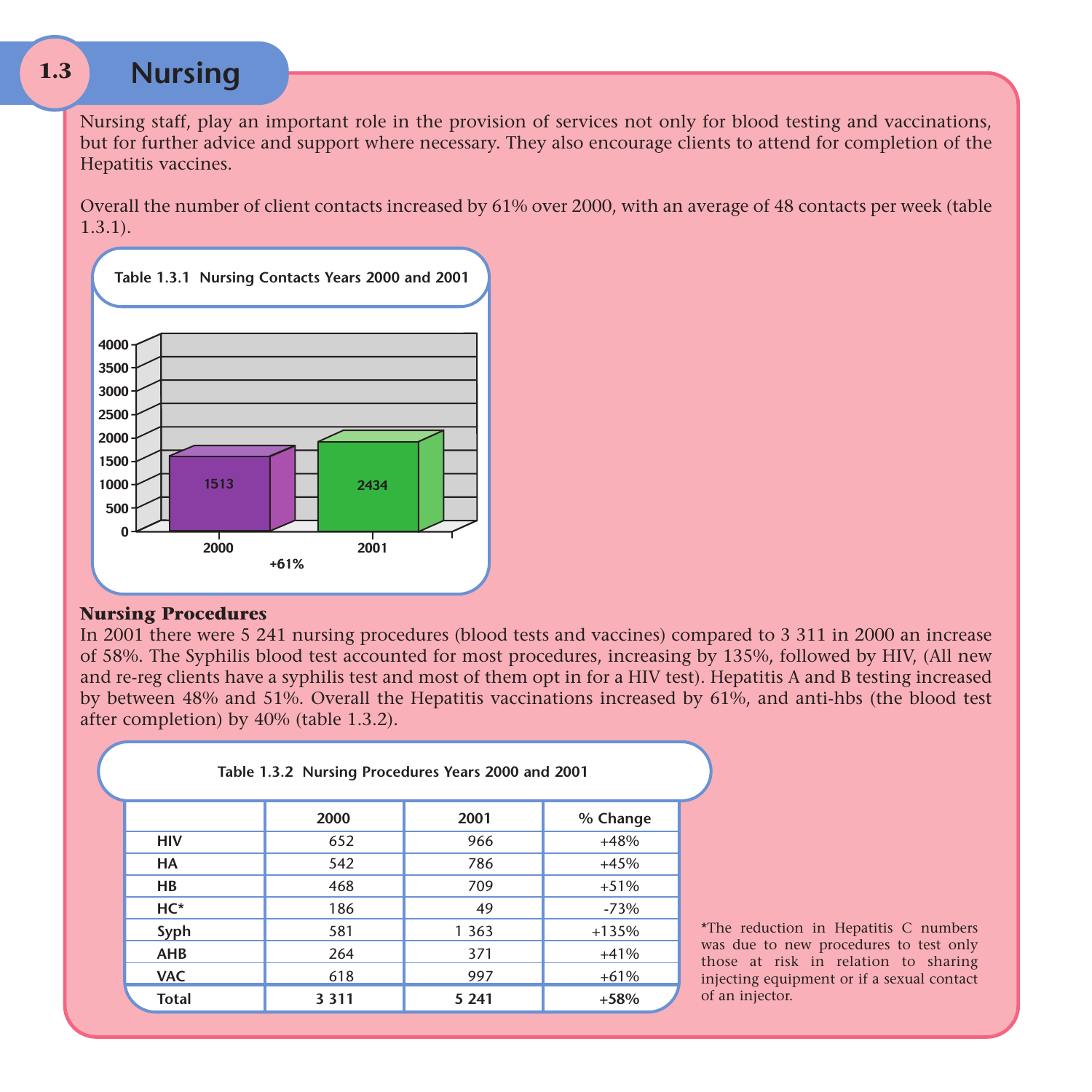## 1.3 Nursing

Nursing staff, play an important role in the provision of services not only for blood testing and vaccinations, but for further advice and support where necessary. They also encourage clients to attend for completion of the Hepatitis vaccines.

Overall the number of client contacts increased by 61% over 2000, with an average of 48 contacts per week (table 1.3.1).

**Table 1.3.1 Nursing Contacts Years 2000 and 2001**

| Year | Contacts |
|---|---|
| 2000 | 1513 |
| 2001 | 2434 |

+61%

### Nursing Procedures

In 2001 there were 5 241 nursing procedures (blood tests and vaccines) compared to 3 311 in 2000 an increase of 58%. The Syphilis blood test accounted for most procedures, increasing by 135%, followed by HIV, (All new and re-reg clients have a syphilis test and most of them opt in for a HIV test). Hepatitis A and B testing increased by between 48% and 51%. Overall the Hepatitis vaccinations increased by 61%, and anti-hbs (the blood test after completion) by 40% (table 1.3.2).

**Table 1.3.2 Nursing Procedures Years 2000 and 2001**

| | 2000 | 2001 | % Change |
|---|---|---|---|
| HIV | 652 | 966 | +48% |
| HA | 542 | 786 | +45% |
| HB | 468 | 709 | +51% |
| HC* | 186 | 49 | -73% |
| Syph | 581 | 1 363 | +135% |
| AHB | 264 | 371 | +41% |
| VAC | 618 | 997 | +61% |
| **Total** | **3 311** | **5 241** | **+58%** |

*The reduction in Hepatitis C numbers was due to new procedures to test only those at risk in relation to sharing injecting equipment or if a sexual contact of an injector.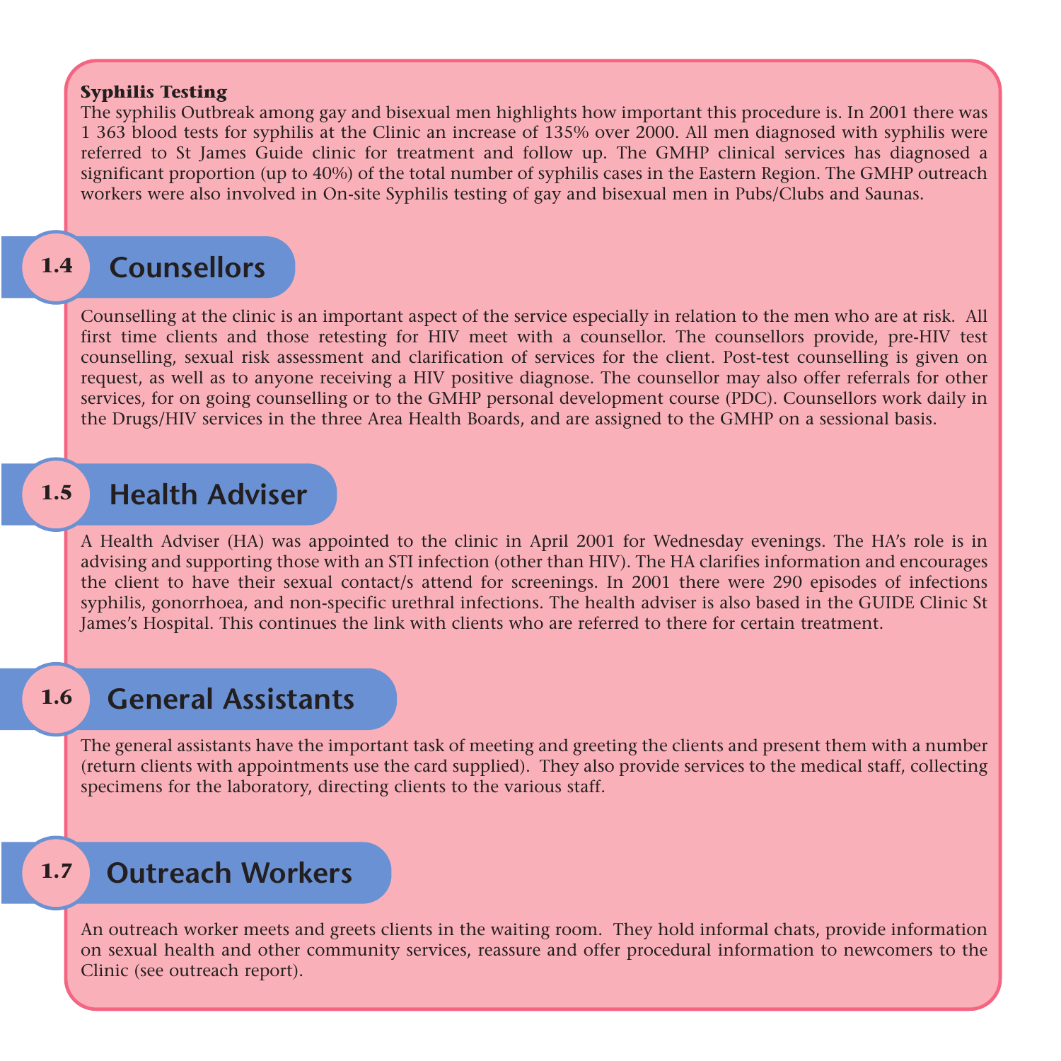**Syphilis Testing**

The syphilis Outbreak among gay and bisexual men highlights how important this procedure is. In 2001 there was 1 363 blood tests for syphilis at the Clinic an increase of 135% over 2000. All men diagnosed with syphilis were referred to St James Guide clinic for treatment and follow up. The GMHP clinical services has diagnosed a significant proportion (up to 40%) of the total number of syphilis cases in the Eastern Region. The GMHP outreach workers were also involved in On-site Syphilis testing of gay and bisexual men in Pubs/Clubs and Saunas.

## 1.4 Counsellors

Counselling at the clinic is an important aspect of the service especially in relation to the men who are at risk. All first time clients and those retesting for HIV meet with a counsellor. The counsellors provide, pre-HIV test counselling, sexual risk assessment and clarification of services for the client. Post-test counselling is given on request, as well as to anyone receiving a HIV positive diagnose. The counsellor may also offer referrals for other services, for on going counselling or to the GMHP personal development course (PDC). Counsellors work daily in the Drugs/HIV services in the three Area Health Boards, and are assigned to the GMHP on a sessional basis.

## 1.5 Health Adviser

A Health Adviser (HA) was appointed to the clinic in April 2001 for Wednesday evenings. The HA's role is in advising and supporting those with an STI infection (other than HIV). The HA clarifies information and encourages the client to have their sexual contact/s attend for screenings. In 2001 there were 290 episodes of infections syphilis, gonorrhoea, and non-specific urethral infections. The health adviser is also based in the GUIDE Clinic St James's Hospital. This continues the link with clients who are referred to there for certain treatment.

## 1.6 General Assistants

The general assistants have the important task of meeting and greeting the clients and present them with a number (return clients with appointments use the card supplied). They also provide services to the medical staff, collecting specimens for the laboratory, directing clients to the various staff.

## 1.7 Outreach Workers

An outreach worker meets and greets clients in the waiting room. They hold informal chats, provide information on sexual health and other community services, reassure and offer procedural information to newcomers to the Clinic (see outreach report).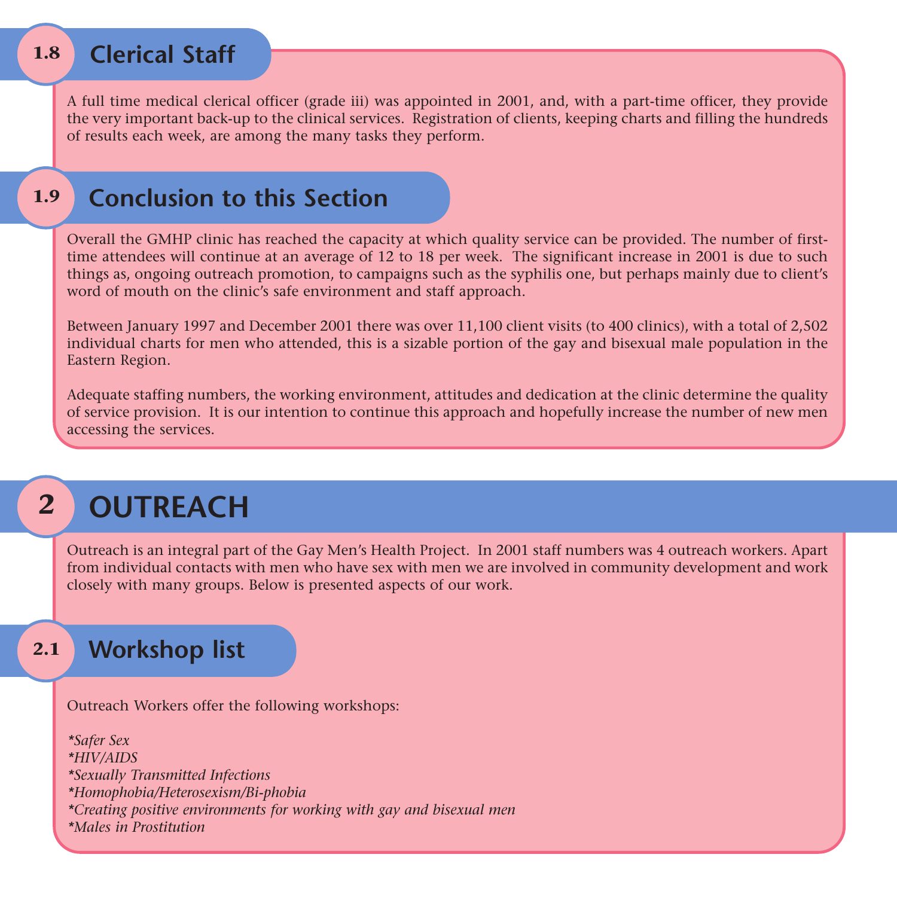## 1.8 Clerical Staff

A full time medical clerical officer (grade iii) was appointed in 2001, and, with a part-time officer, they provide the very important back-up to the clinical services. Registration of clients, keeping charts and filling the hundreds of results each week, are among the many tasks they perform.

## 1.9 Conclusion to this Section

Overall the GMHP clinic has reached the capacity at which quality service can be provided. The number of first-time attendees will continue at an average of 12 to 18 per week. The significant increase in 2001 is due to such things as, ongoing outreach promotion, to campaigns such as the syphilis one, but perhaps mainly due to client's word of mouth on the clinic's safe environment and staff approach.

Between January 1997 and December 2001 there was over 11,100 client visits (to 400 clinics), with a total of 2,502 individual charts for men who attended, this is a sizable portion of the gay and bisexual male population in the Eastern Region.

Adequate staffing numbers, the working environment, attitudes and dedication at the clinic determine the quality of service provision. It is our intention to continue this approach and hopefully increase the number of new men accessing the services.

# 2 OUTREACH

Outreach is an integral part of the Gay Men's Health Project. In 2001 staff numbers was 4 outreach workers. Apart from individual contacts with men who have sex with men we are involved in community development and work closely with many groups. Below is presented aspects of our work.

## 2.1 Workshop list

Outreach Workers offer the following workshops:

*\*Safer Sex*
*\*HIV/AIDS*
*\*Sexually Transmitted Infections*
*\*Homophobia/Heterosexism/Bi-phobia*
*\*Creating positive environments for working with gay and bisexual men*
*\*Males in Prostitution*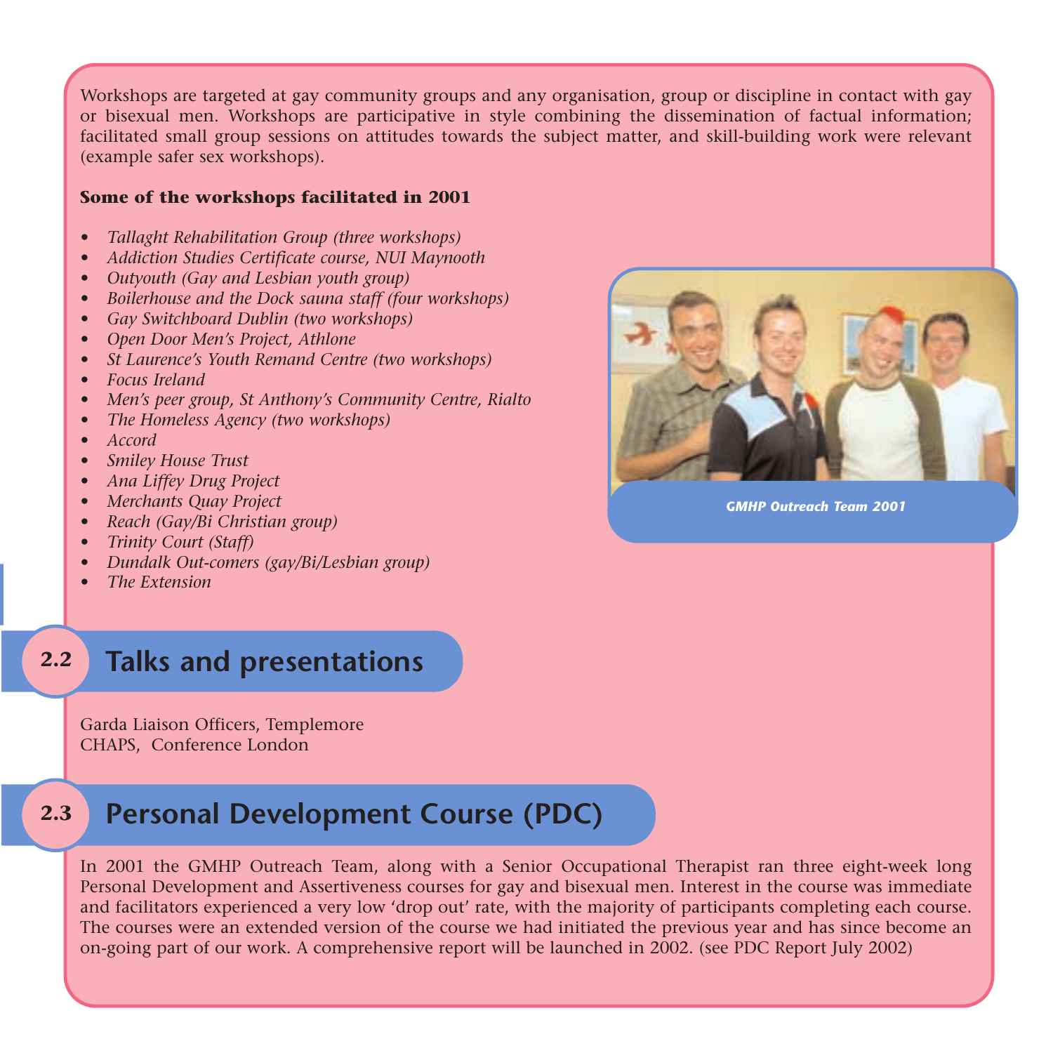Workshops are targeted at gay community groups and any organisation, group or discipline in contact with gay or bisexual men. Workshops are participative in style combining the dissemination of factual information; facilitated small group sessions on attitudes towards the subject matter, and skill-building work were relevant (example safer sex workshops).

**Some of the workshops facilitated in 2001**

- *Tallaght Rehabilitation Group (three workshops)*
- *Addiction Studies Certificate course, NUI Maynooth*
- *Outyouth (Gay and Lesbian youth group)*
- *Boilerhouse and the Dock sauna staff (four workshops)*
- *Gay Switchboard Dublin (two workshops)*
- *Open Door Men's Project, Athlone*
- *St Laurence's Youth Remand Centre (two workshops)*
- *Focus Ireland*
- *Men's peer group, St Anthony's Community Centre, Rialto*
- *The Homeless Agency (two workshops)*
- *Accord*
- *Smiley House Trust*
- *Ana Liffey Drug Project*
- *Merchants Quay Project*
- *Reach (Gay/Bi Christian group)*
- *Trinity Court (Staff)*
- *Dundalk Out-comers (gay/Bi/Lesbian group)*
- *The Extension*

***GMHP Outreach Team 2001***

## 2.2 Talks and presentations

Garda Liaison Officers, Templemore
CHAPS, Conference London

## 2.3 Personal Development Course (PDC)

In 2001 the GMHP Outreach Team, along with a Senior Occupational Therapist ran three eight-week long Personal Development and Assertiveness courses for gay and bisexual men. Interest in the course was immediate and facilitators experienced a very low 'drop out' rate, with the majority of participants completing each course. The courses were an extended version of the course we had initiated the previous year and has since become an on-going part of our work. A comprehensive report will be launched in 2002. (see PDC Report July 2002)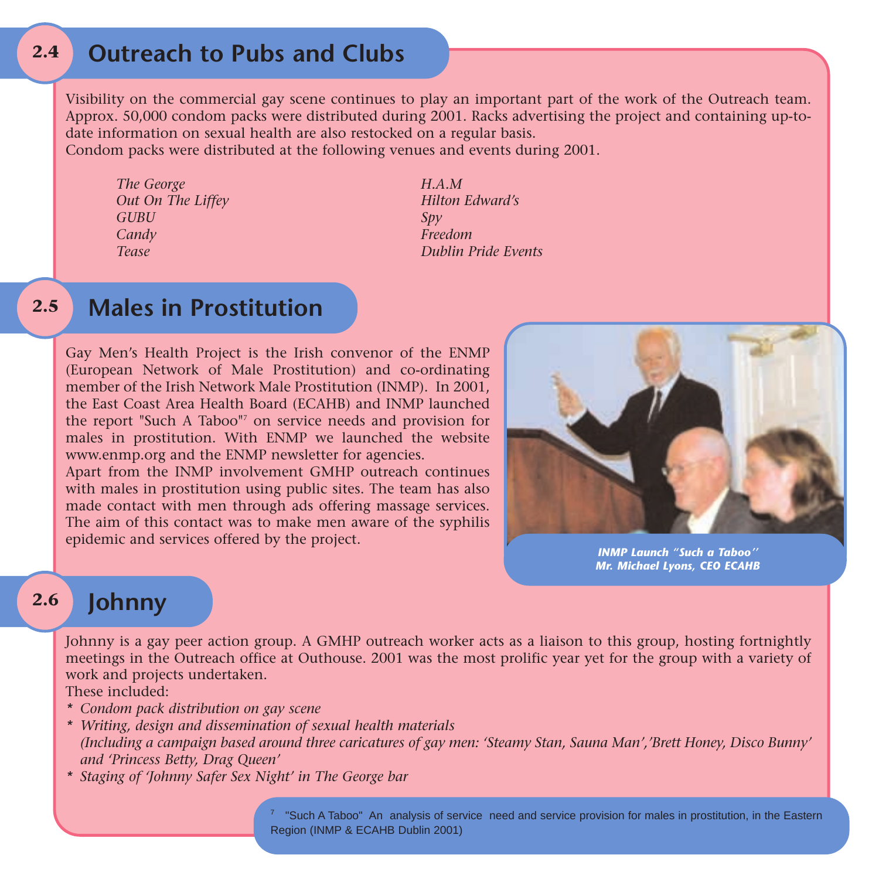## 2.4 Outreach to Pubs and Clubs

Visibility on the commercial gay scene continues to play an important part of the work of the Outreach team. Approx. 50,000 condom packs were distributed during 2001. Racks advertising the project and containing up-to-date information on sexual health are also restocked on a regular basis.
Condom packs were distributed at the following venues and events during 2001.

*The George*
*Out On The Liffey*
*GUBU*
*Candy*
*Tease*
*H.A.M*
*Hilton Edward's*
*Spy*
*Freedom*
*Dublin Pride Events*

## 2.5 Males in Prostitution

Gay Men's Health Project is the Irish convenor of the ENMP (European Network of Male Prostitution) and co-ordinating member of the Irish Network Male Prostitution (INMP). In 2001, the East Coast Area Health Board (ECAHB) and INMP launched the report "Such A Taboo"[7] on service needs and provision for males in prostitution. With ENMP we launched the website www.enmp.org and the ENMP newsletter for agencies.
Apart from the INMP involvement GMHP outreach continues with males in prostitution using public sites. The team has also made contact with men through ads offering massage services. The aim of this contact was to make men aware of the syphilis epidemic and services offered by the project.

***INMP Launch "Such a Taboo"***
***Mr. Michael Lyons, CEO ECAHB***

## 2.6 Johnny

Johnny is a gay peer action group. A GMHP outreach worker acts as a liaison to this group, hosting fortnightly meetings in the Outreach office at Outhouse. 2001 was the most prolific year yet for the group with a variety of work and projects undertaken.
These included:

* *Condom pack distribution on gay scene*
* *Writing, design and dissemination of sexual health materials (Including a campaign based around three caricatures of gay men: 'Steamy Stan, Sauna Man','Brett Honey, Disco Bunny' and 'Princess Betty, Drag Queen'*
* *Staging of 'Johnny Safer Sex Night' in The George bar*

[7] "Such A Taboo" An analysis of service need and service provision for males in prostitution, in the Eastern Region (INMP & ECAHB Dublin 2001)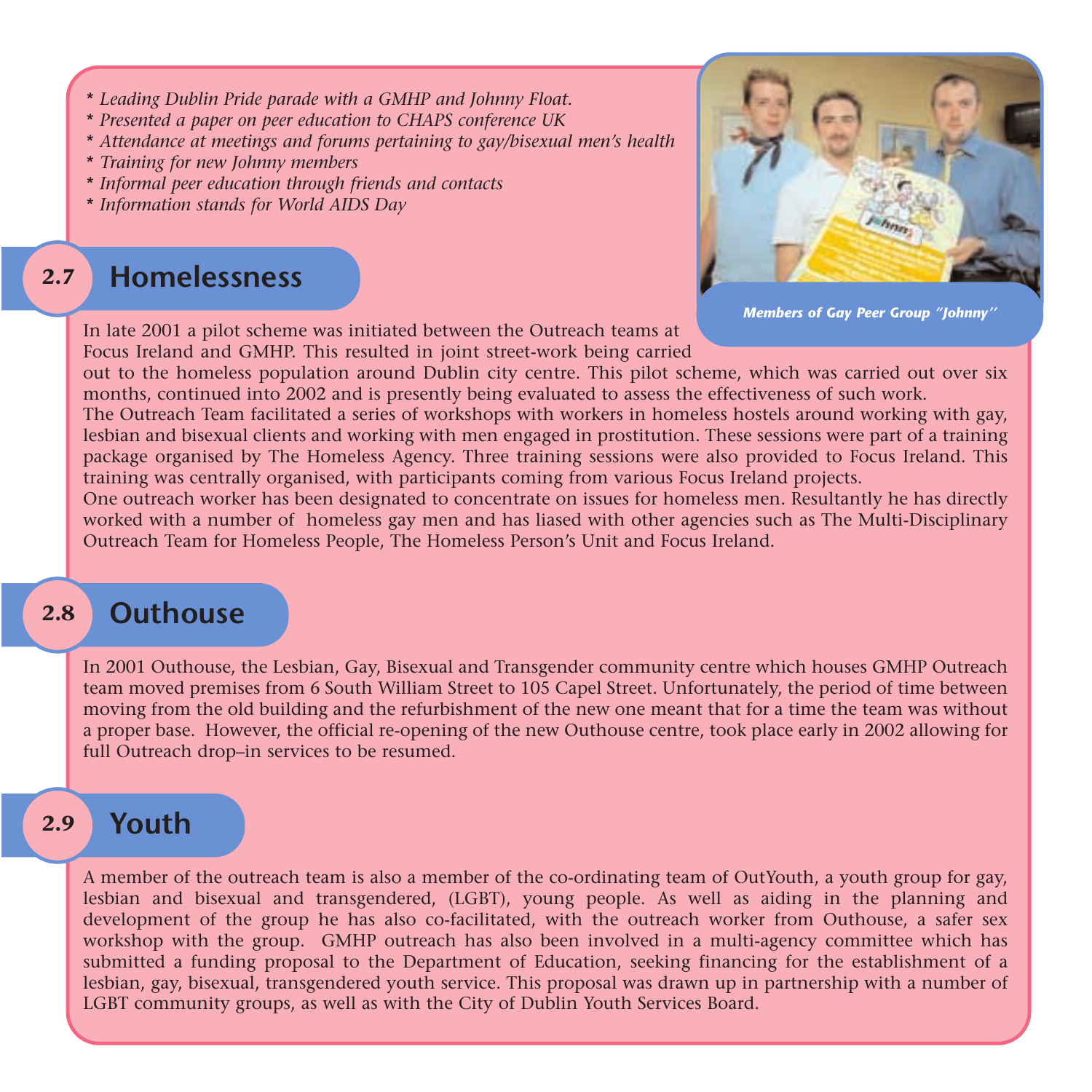* *Leading Dublin Pride parade with a GMHP and Johnny Float.*
* *Presented a paper on peer education to CHAPS conference UK*
* *Attendance at meetings and forums pertaining to gay/bisexual men's health*
* *Training for new Johnny members*
* *Informal peer education through friends and contacts*
* *Information stands for World AIDS Day*

*Members of Gay Peer Group "Johnny"*

## 2.7 Homelessness

In late 2001 a pilot scheme was initiated between the Outreach teams at Focus Ireland and GMHP. This resulted in joint street-work being carried out to the homeless population around Dublin city centre. This pilot scheme, which was carried out over six months, continued into 2002 and is presently being evaluated to assess the effectiveness of such work.

The Outreach Team facilitated a series of workshops with workers in homeless hostels around working with gay, lesbian and bisexual clients and working with men engaged in prostitution. These sessions were part of a training package organised by The Homeless Agency. Three training sessions were also provided to Focus Ireland. This training was centrally organised, with participants coming from various Focus Ireland projects.

One outreach worker has been designated to concentrate on issues for homeless men. Resultantly he has directly worked with a number of homeless gay men and has liased with other agencies such as The Multi-Disciplinary Outreach Team for Homeless People, The Homeless Person's Unit and Focus Ireland.

## 2.8 Outhouse

In 2001 Outhouse, the Lesbian, Gay, Bisexual and Transgender community centre which houses GMHP Outreach team moved premises from 6 South William Street to 105 Capel Street. Unfortunately, the period of time between moving from the old building and the refurbishment of the new one meant that for a time the team was without a proper base. However, the official re-opening of the new Outhouse centre, took place early in 2002 allowing for full Outreach drop–in services to be resumed.

## 2.9 Youth

A member of the outreach team is also a member of the co-ordinating team of OutYouth, a youth group for gay, lesbian and bisexual and transgendered, (LGBT), young people. As well as aiding in the planning and development of the group he has also co-facilitated, with the outreach worker from Outhouse, a safer sex workshop with the group. GMHP outreach has also been involved in a multi-agency committee which has submitted a funding proposal to the Department of Education, seeking financing for the establishment of a lesbian, gay, bisexual, transgendered youth service. This proposal was drawn up in partnership with a number of LGBT community groups, as well as with the City of Dublin Youth Services Board.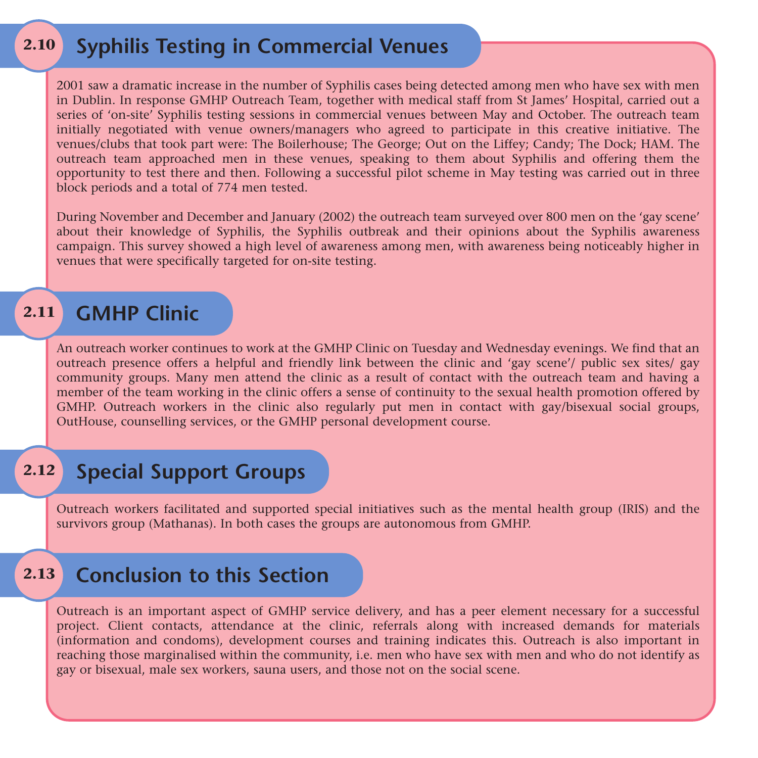## 2.10 Syphilis Testing in Commercial Venues

2001 saw a dramatic increase in the number of Syphilis cases being detected among men who have sex with men in Dublin. In response GMHP Outreach Team, together with medical staff from St James' Hospital, carried out a series of 'on-site' Syphilis testing sessions in commercial venues between May and October. The outreach team initially negotiated with venue owners/managers who agreed to participate in this creative initiative. The venues/clubs that took part were: The Boilerhouse; The George; Out on the Liffey; Candy; The Dock; HAM. The outreach team approached men in these venues, speaking to them about Syphilis and offering them the opportunity to test there and then. Following a successful pilot scheme in May testing was carried out in three block periods and a total of 774 men tested.

During November and December and January (2002) the outreach team surveyed over 800 men on the 'gay scene' about their knowledge of Syphilis, the Syphilis outbreak and their opinions about the Syphilis awareness campaign. This survey showed a high level of awareness among men, with awareness being noticeably higher in venues that were specifically targeted for on-site testing.

## 2.11 GMHP Clinic

An outreach worker continues to work at the GMHP Clinic on Tuesday and Wednesday evenings. We find that an outreach presence offers a helpful and friendly link between the clinic and 'gay scene'/ public sex sites/ gay community groups. Many men attend the clinic as a result of contact with the outreach team and having a member of the team working in the clinic offers a sense of continuity to the sexual health promotion offered by GMHP. Outreach workers in the clinic also regularly put men in contact with gay/bisexual social groups, OutHouse, counselling services, or the GMHP personal development course.

## 2.12 Special Support Groups

Outreach workers facilitated and supported special initiatives such as the mental health group (IRIS) and the survivors group (Mathanas). In both cases the groups are autonomous from GMHP.

## 2.13 Conclusion to this Section

Outreach is an important aspect of GMHP service delivery, and has a peer element necessary for a successful project. Client contacts, attendance at the clinic, referrals along with increased demands for materials (information and condoms), development courses and training indicates this. Outreach is also important in reaching those marginalised within the community, i.e. men who have sex with men and who do not identify as gay or bisexual, male sex workers, sauna users, and those not on the social scene.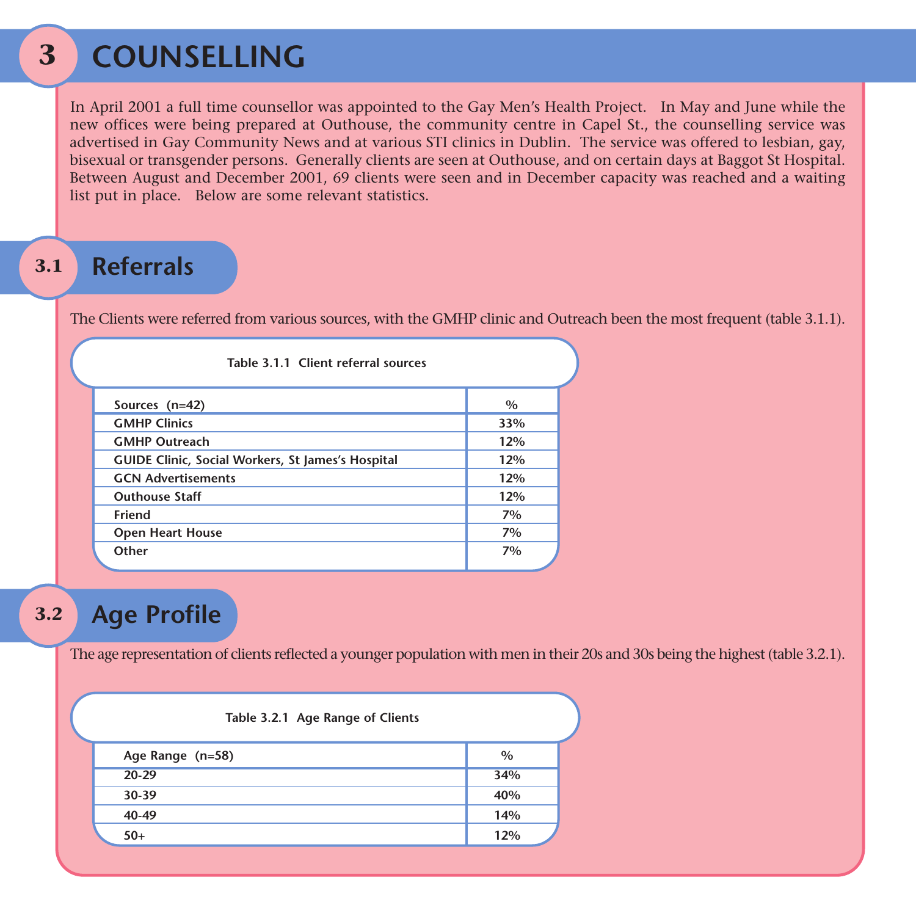# 3 COUNSELLING

In April 2001 a full time counsellor was appointed to the Gay Men's Health Project. In May and June while the new offices were being prepared at Outhouse, the community centre in Capel St., the counselling service was advertised in Gay Community News and at various STI clinics in Dublin. The service was offered to lesbian, gay, bisexual or transgender persons. Generally clients are seen at Outhouse, and on certain days at Baggot St Hospital. Between August and December 2001, 69 clients were seen and in December capacity was reached and a waiting list put in place. Below are some relevant statistics.

## 3.1 Referrals

The Clients were referred from various sources, with the GMHP clinic and Outreach been the most frequent (table 3.1.1).

**Table 3.1.1 Client referral sources**

| Sources (n=42) | % |
|---|---|
| GMHP Clinics | 33% |
| GMHP Outreach | 12% |
| GUIDE Clinic, Social Workers, St James's Hospital | 12% |
| GCN Advertisements | 12% |
| Outhouse Staff | 12% |
| Friend | 7% |
| Open Heart House | 7% |
| Other | 7% |

## 3.2 Age Profile

The age representation of clients reflected a younger population with men in their 20s and 30s being the highest (table 3.2.1).

**Table 3.2.1 Age Range of Clients**

| Age Range (n=58) | % |
|---|---|
| 20-29 | 34% |
| 30-39 | 40% |
| 40-49 | 14% |
| 50+ | 12% |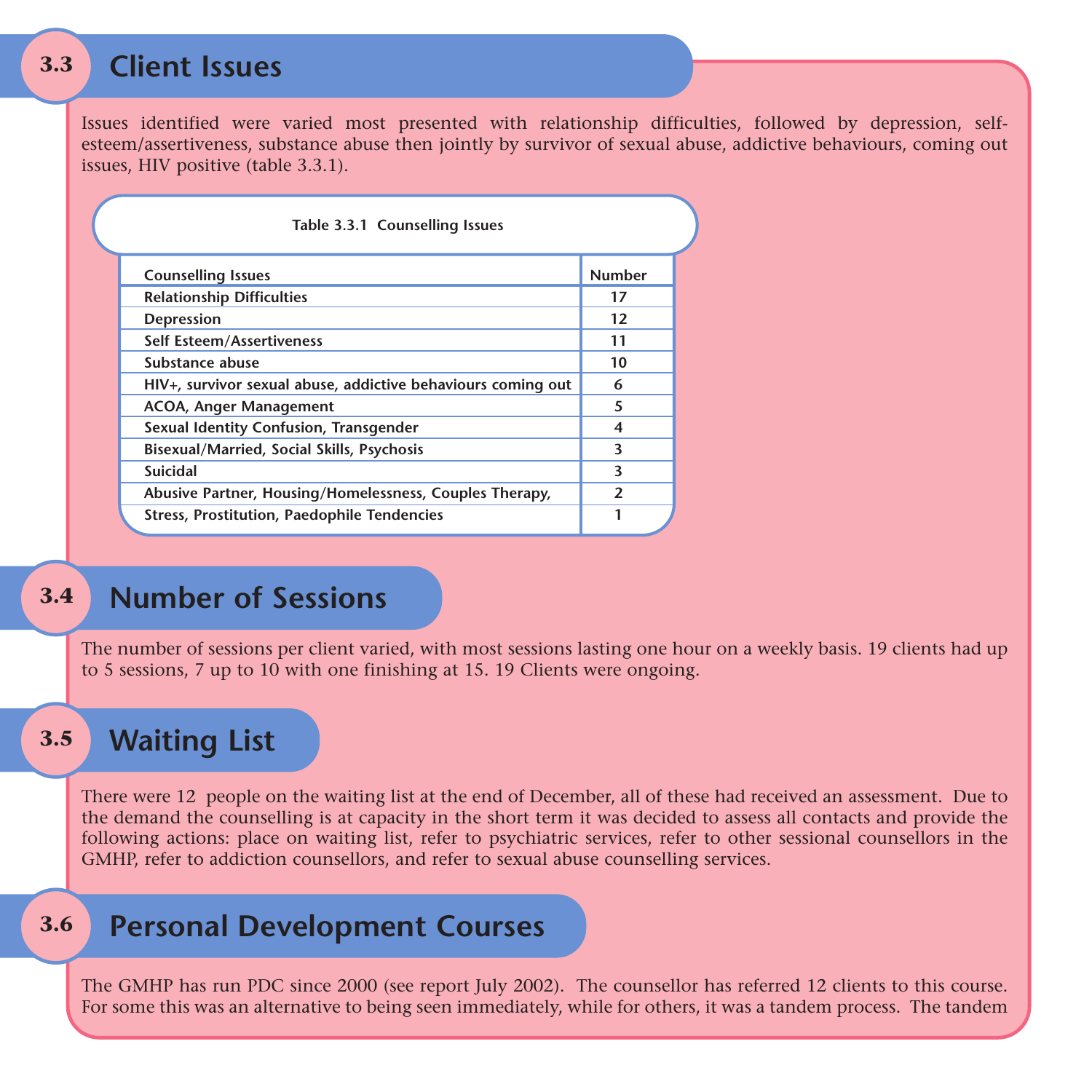## 3.3 Client Issues

Issues identified were varied most presented with relationship difficulties, followed by depression, self-esteem/assertiveness, substance abuse then jointly by survivor of sexual abuse, addictive behaviours, coming out issues, HIV positive (table 3.3.1).

**Table 3.3.1 Counselling Issues**

| Counselling Issues | Number |
|---|---|
| Relationship Difficulties | 17 |
| Depression | 12 |
| Self Esteem/Assertiveness | 11 |
| Substance abuse | 10 |
| HIV+, survivor sexual abuse, addictive behaviours coming out | 6 |
| ACOA, Anger Management | 5 |
| Sexual Identity Confusion, Transgender | 4 |
| Bisexual/Married, Social Skills, Psychosis | 3 |
| Suicidal | 3 |
| Abusive Partner, Housing/Homelessness, Couples Therapy, | 2 |
| Stress, Prostitution, Paedophile Tendencies | 1 |

## 3.4 Number of Sessions

The number of sessions per client varied, with most sessions lasting one hour on a weekly basis. 19 clients had up to 5 sessions, 7 up to 10 with one finishing at 15. 19 Clients were ongoing.

## 3.5 Waiting List

There were 12 people on the waiting list at the end of December, all of these had received an assessment. Due to the demand the counselling is at capacity in the short term it was decided to assess all contacts and provide the following actions: place on waiting list, refer to psychiatric services, refer to other sessional counsellors in the GMHP, refer to addiction counsellors, and refer to sexual abuse counselling services.

## 3.6 Personal Development Courses

The GMHP has run PDC since 2000 (see report July 2002). The counsellor has referred 12 clients to this course. For some this was an alternative to being seen immediately, while for others, it was a tandem process. The tandem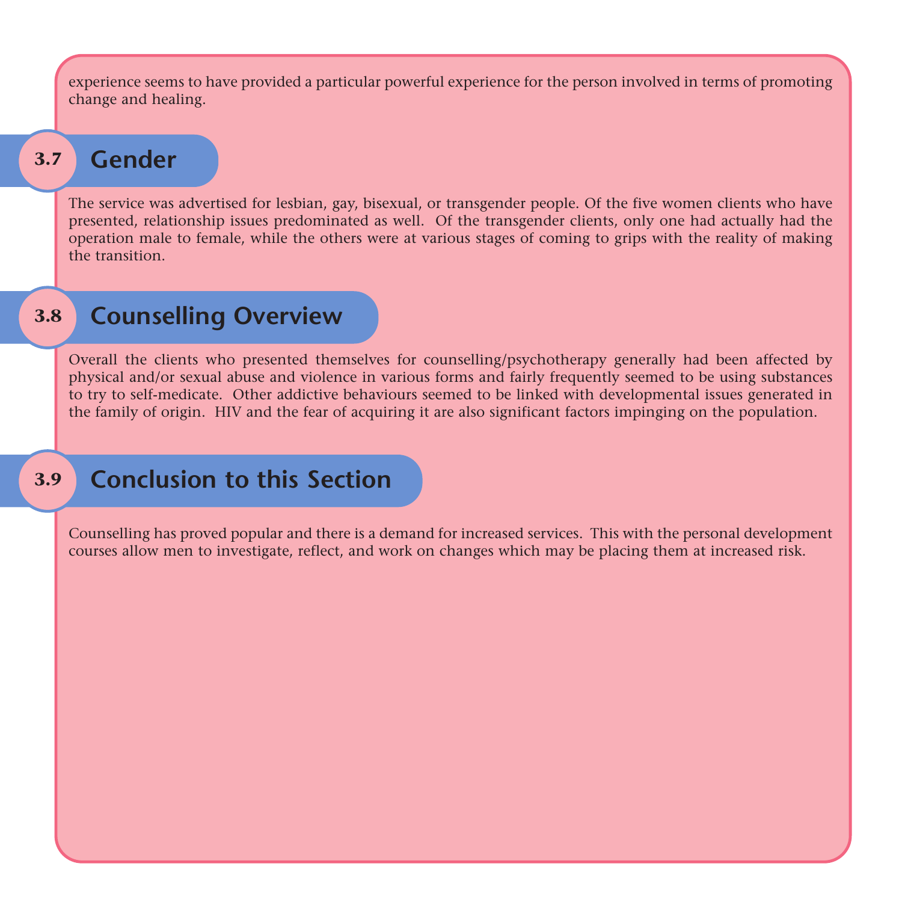experience seems to have provided a particular powerful experience for the person involved in terms of promoting change and healing.

## 3.7 Gender

The service was advertised for lesbian, gay, bisexual, or transgender people. Of the five women clients who have presented, relationship issues predominated as well. Of the transgender clients, only one had actually had the operation male to female, while the others were at various stages of coming to grips with the reality of making the transition.

## 3.8 Counselling Overview

Overall the clients who presented themselves for counselling/psychotherapy generally had been affected by physical and/or sexual abuse and violence in various forms and fairly frequently seemed to be using substances to try to self-medicate. Other addictive behaviours seemed to be linked with developmental issues generated in the family of origin. HIV and the fear of acquiring it are also significant factors impinging on the population.

## 3.9 Conclusion to this Section

Counselling has proved popular and there is a demand for increased services. This with the personal development courses allow men to investigate, reflect, and work on changes which may be placing them at increased risk.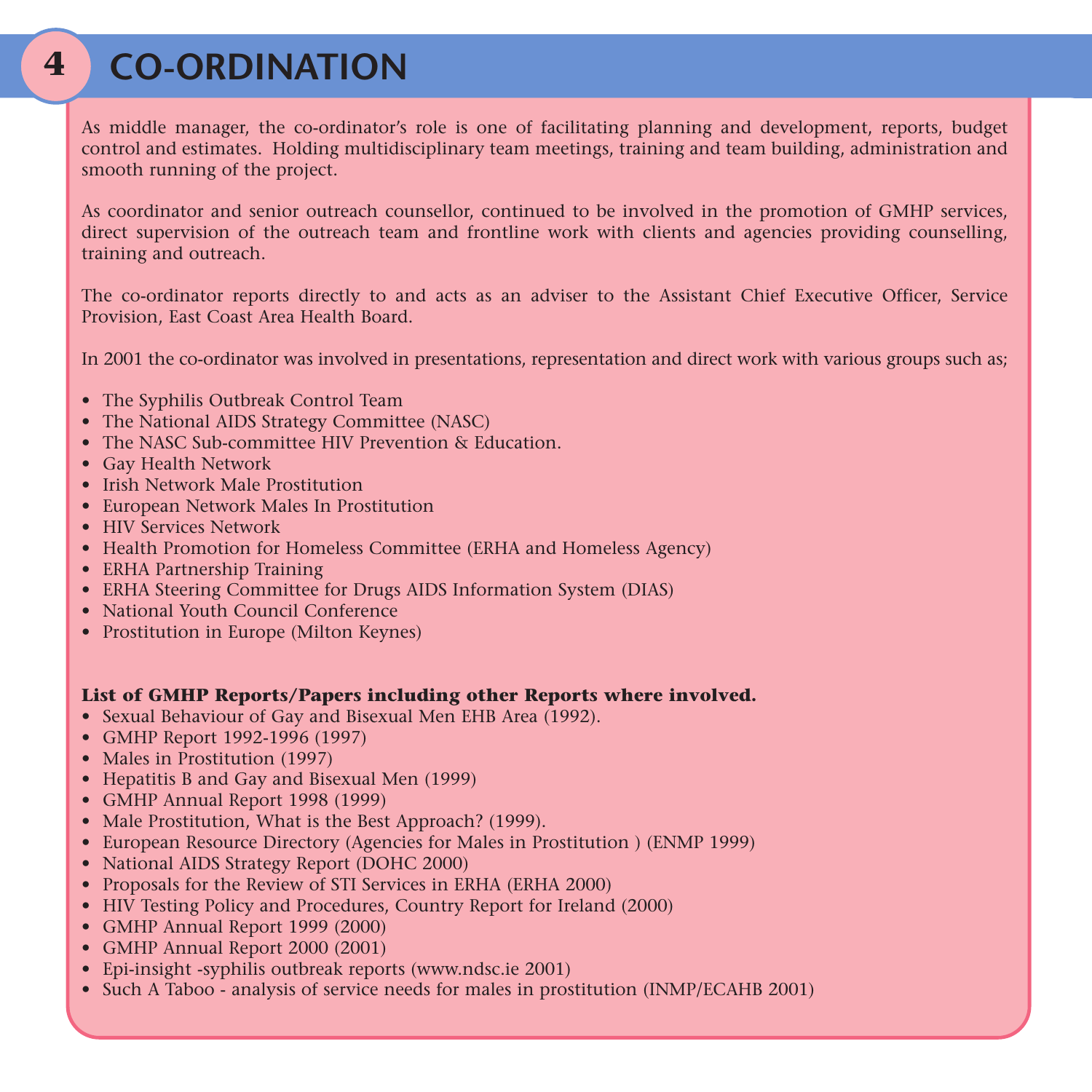# 4 CO-ORDINATION

As middle manager, the co-ordinator's role is one of facilitating planning and development, reports, budget control and estimates. Holding multidisciplinary team meetings, training and team building, administration and smooth running of the project.

As coordinator and senior outreach counsellor, continued to be involved in the promotion of GMHP services, direct supervision of the outreach team and frontline work with clients and agencies providing counselling, training and outreach.

The co-ordinator reports directly to and acts as an adviser to the Assistant Chief Executive Officer, Service Provision, East Coast Area Health Board.

In 2001 the co-ordinator was involved in presentations, representation and direct work with various groups such as;

- The Syphilis Outbreak Control Team
- The National AIDS Strategy Committee (NASC)
- The NASC Sub-committee HIV Prevention & Education.
- Gay Health Network
- Irish Network Male Prostitution
- European Network Males In Prostitution
- HIV Services Network
- Health Promotion for Homeless Committee (ERHA and Homeless Agency)
- ERHA Partnership Training
- ERHA Steering Committee for Drugs AIDS Information System (DIAS)
- National Youth Council Conference
- Prostitution in Europe (Milton Keynes)

**List of GMHP Reports/Papers including other Reports where involved.**

- Sexual Behaviour of Gay and Bisexual Men EHB Area (1992).
- GMHP Report 1992-1996 (1997)
- Males in Prostitution (1997)
- Hepatitis B and Gay and Bisexual Men (1999)
- GMHP Annual Report 1998 (1999)
- Male Prostitution, What is the Best Approach? (1999).
- European Resource Directory (Agencies for Males in Prostitution ) (ENMP 1999)
- National AIDS Strategy Report (DOHC 2000)
- Proposals for the Review of STI Services in ERHA (ERHA 2000)
- HIV Testing Policy and Procedures, Country Report for Ireland (2000)
- GMHP Annual Report 1999 (2000)
- GMHP Annual Report 2000 (2001)
- Epi-insight -syphilis outbreak reports (www.ndsc.ie 2001)
- Such A Taboo - analysis of service needs for males in prostitution (INMP/ECAHB 2001)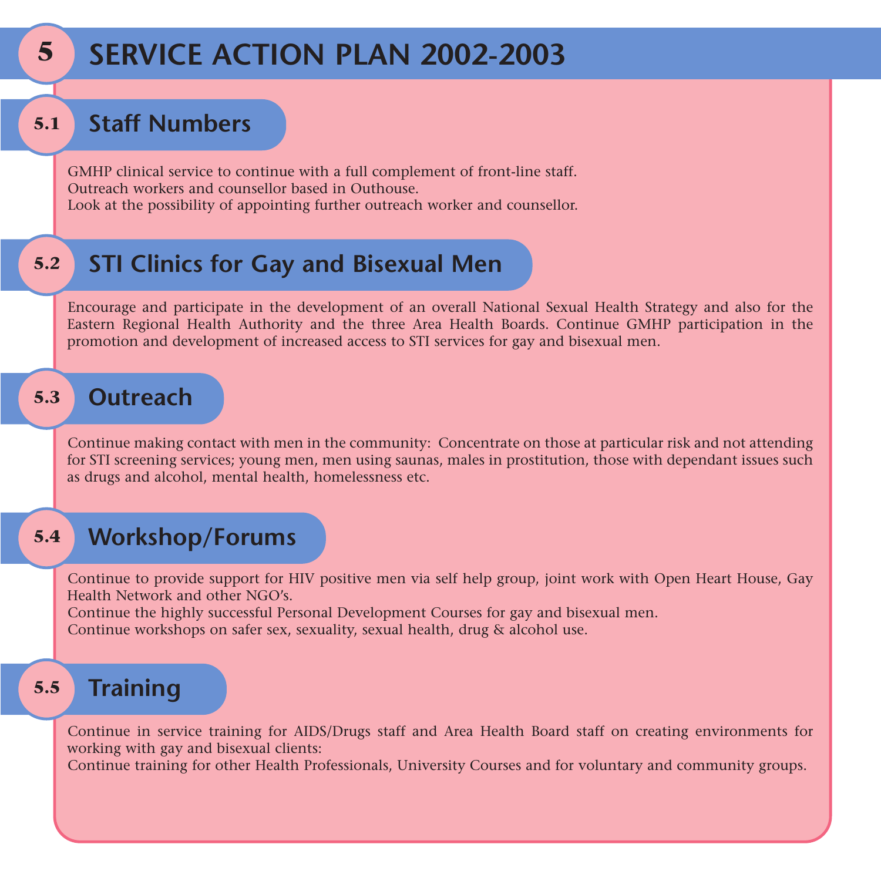# 5 SERVICE ACTION PLAN 2002-2003

## 5.1 Staff Numbers

GMHP clinical service to continue with a full complement of front-line staff.
Outreach workers and counsellor based in Outhouse.
Look at the possibility of appointing further outreach worker and counsellor.

## 5.2 STI Clinics for Gay and Bisexual Men

Encourage and participate in the development of an overall National Sexual Health Strategy and also for the Eastern Regional Health Authority and the three Area Health Boards. Continue GMHP participation in the promotion and development of increased access to STI services for gay and bisexual men.

## 5.3 Outreach

Continue making contact with men in the community: Concentrate on those at particular risk and not attending for STI screening services; young men, men using saunas, males in prostitution, those with dependant issues such as drugs and alcohol, mental health, homelessness etc.

## 5.4 Workshop/Forums

Continue to provide support for HIV positive men via self help group, joint work with Open Heart House, Gay Health Network and other NGO's.
Continue the highly successful Personal Development Courses for gay and bisexual men.
Continue workshops on safer sex, sexuality, sexual health, drug & alcohol use.

## 5.5 Training

Continue in service training for AIDS/Drugs staff and Area Health Board staff on creating environments for working with gay and bisexual clients:
Continue training for other Health Professionals, University Courses and for voluntary and community groups.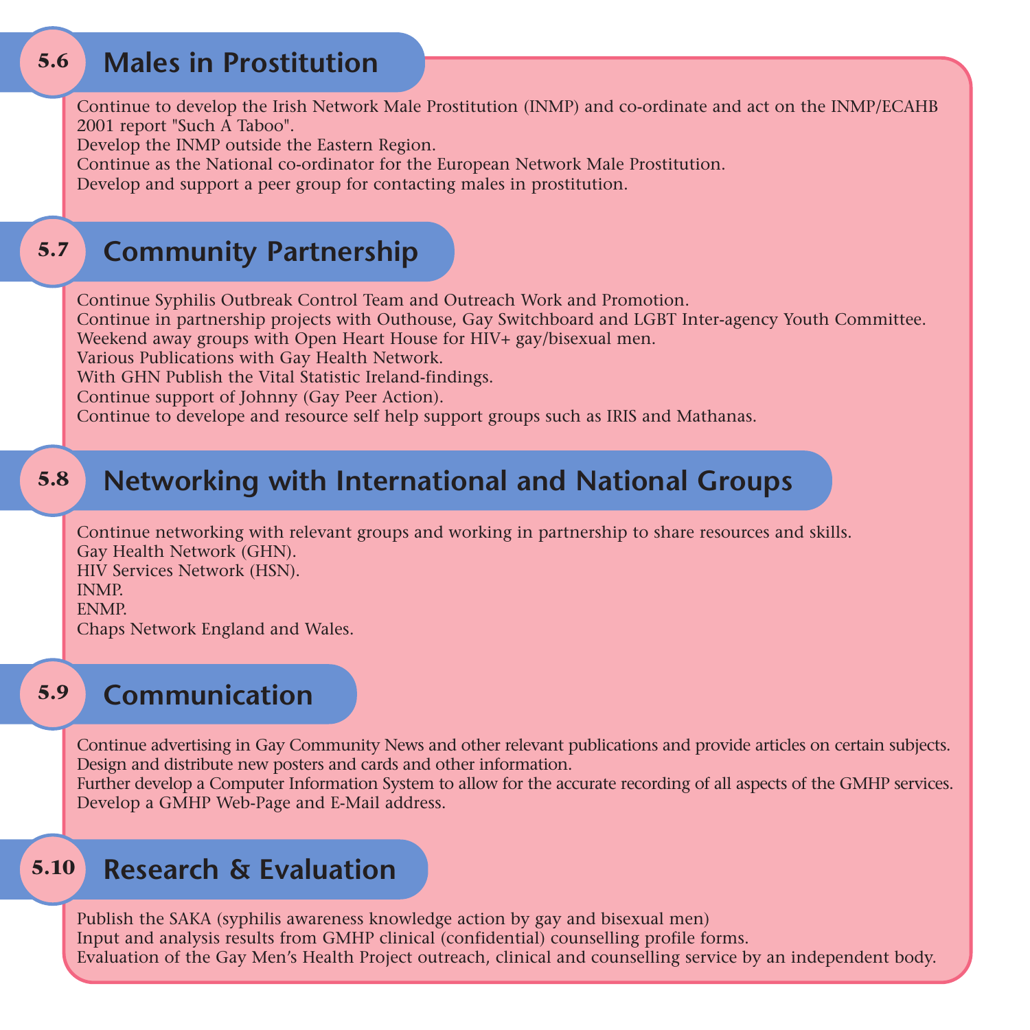## 5.6 Males in Prostitution

Continue to develop the Irish Network Male Prostitution (INMP) and co-ordinate and act on the INMP/ECAHB 2001 report "Such A Taboo".
Develop the INMP outside the Eastern Region.
Continue as the National co-ordinator for the European Network Male Prostitution.
Develop and support a peer group for contacting males in prostitution.

## 5.7 Community Partnership

Continue Syphilis Outbreak Control Team and Outreach Work and Promotion.
Continue in partnership projects with Outhouse, Gay Switchboard and LGBT Inter-agency Youth Committee.
Weekend away groups with Open Heart House for HIV+ gay/bisexual men.
Various Publications with Gay Health Network.
With GHN Publish the Vital Statistic Ireland-findings.
Continue support of Johnny (Gay Peer Action).
Continue to develope and resource self help support groups such as IRIS and Mathanas.

## 5.8 Networking with International and National Groups

Continue networking with relevant groups and working in partnership to share resources and skills.
Gay Health Network (GHN).
HIV Services Network (HSN).
INMP.
ENMP.
Chaps Network England and Wales.

## 5.9 Communication

Continue advertising in Gay Community News and other relevant publications and provide articles on certain subjects.
Design and distribute new posters and cards and other information.
Further develop a Computer Information System to allow for the accurate recording of all aspects of the GMHP services.
Develop a GMHP Web-Page and E-Mail address.

## 5.10 Research & Evaluation

Publish the SAKA (syphilis awareness knowledge action by gay and bisexual men)
Input and analysis results from GMHP clinical (confidential) counselling profile forms.
Evaluation of the Gay Men's Health Project outreach, clinical and counselling service by an independent body.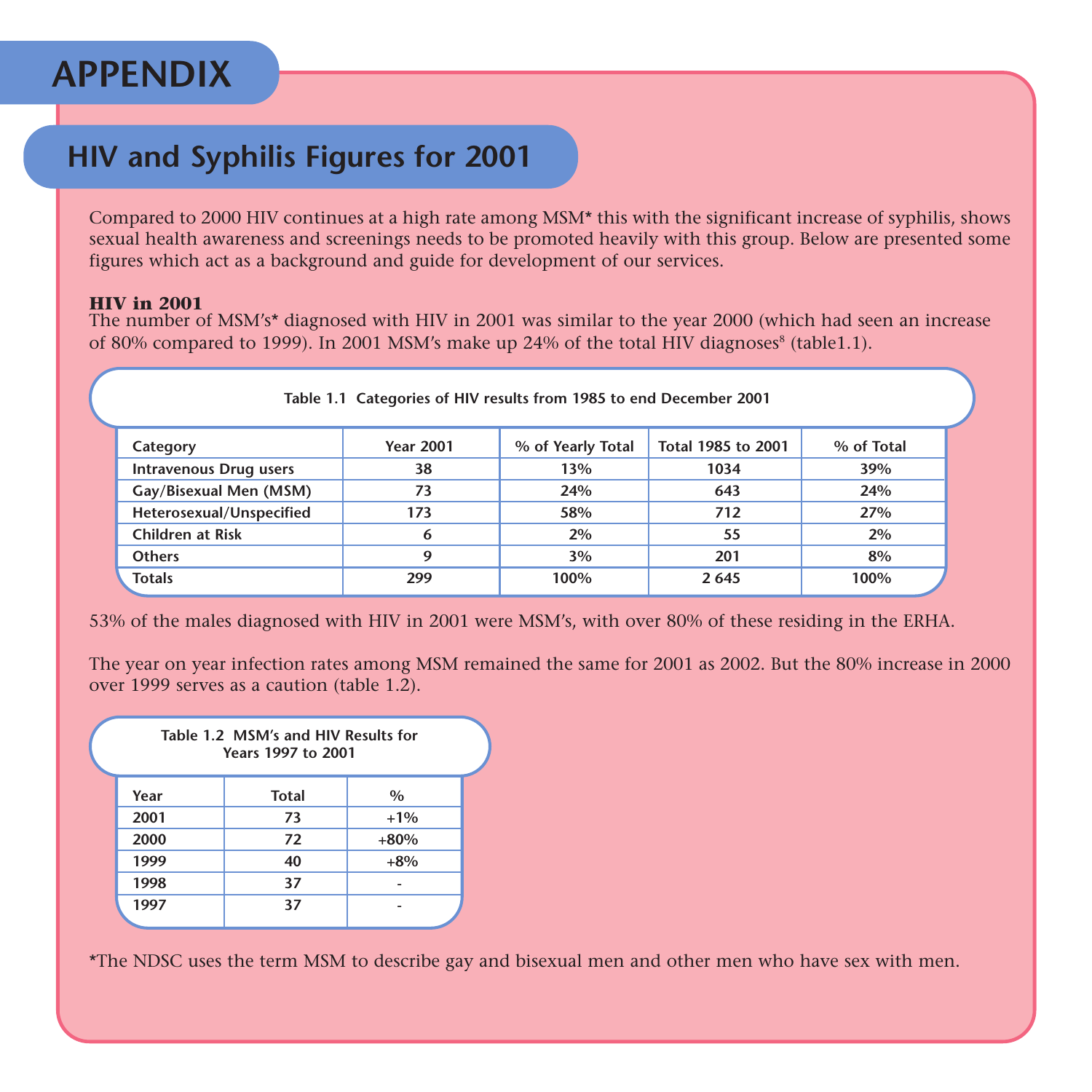# APPENDIX

## HIV and Syphilis Figures for 2001

Compared to 2000 HIV continues at a high rate among MSM* this with the significant increase of syphilis, shows sexual health awareness and screenings needs to be promoted heavily with this group. Below are presented some figures which act as a background and guide for development of our services.

**HIV in 2001**

The number of MSM's* diagnosed with HIV in 2001 was similar to the year 2000 (which had seen an increase of 80% compared to 1999). In 2001 MSM's make up 24% of the total HIV diagnoses[8] (table1.1).

**Table 1.1 Categories of HIV results from 1985 to end December 2001**

| Category | Year 2001 | % of Yearly Total | Total 1985 to 2001 | % of Total |
|---|---|---|---|---|
| Intravenous Drug users | 38 | 13% | 1034 | 39% |
| Gay/Bisexual Men (MSM) | 73 | 24% | 643 | 24% |
| Heterosexual/Unspecified | 173 | 58% | 712 | 27% |
| Children at Risk | 6 | 2% | 55 | 2% |
| Others | 9 | 3% | 201 | 8% |
| Totals | 299 | 100% | 2 645 | 100% |

53% of the males diagnosed with HIV in 2001 were MSM's, with over 80% of these residing in the ERHA.

The year on year infection rates among MSM remained the same for 2001 as 2002. But the 80% increase in 2000 over 1999 serves as a caution (table 1.2).

**Table 1.2 MSM's and HIV Results for Years 1997 to 2001**

| Year | Total | % |
|---|---|---|
| 2001 | 73 | +1% |
| 2000 | 72 | +80% |
| 1999 | 40 | +8% |
| 1998 | 37 | - |
| 1997 | 37 | - |

*The NDSC uses the term MSM to describe gay and bisexual men and other men who have sex with men.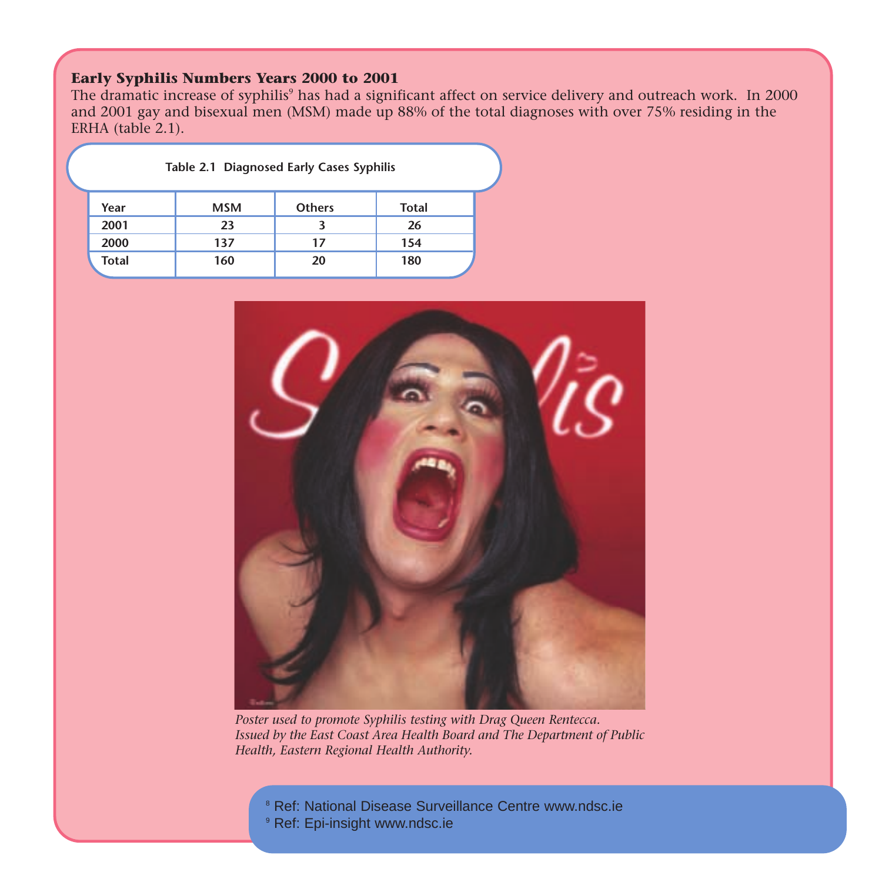## Early Syphilis Numbers Years 2000 to 2001

The dramatic increase of syphilis[9] has had a significant affect on service delivery and outreach work. In 2000 and 2001 gay and bisexual men (MSM) made up 88% of the total diagnoses with over 75% residing in the ERHA (table 2.1).

**Table 2.1 Diagnosed Early Cases Syphilis**

| Year | MSM | Others | Total |
|---|---|---|---|
| 2001 | 23 | 3 | 26 |
| 2000 | 137 | 17 | 154 |
| Total | 160 | 20 | 180 |

*Poster used to promote Syphilis testing with Drag Queen Rentecca. Issued by the East Coast Area Health Board and The Department of Public Health, Eastern Regional Health Authority.*

[8] Ref: National Disease Surveillance Centre www.ndsc.ie
[9] Ref: Epi-insight www.ndsc.ie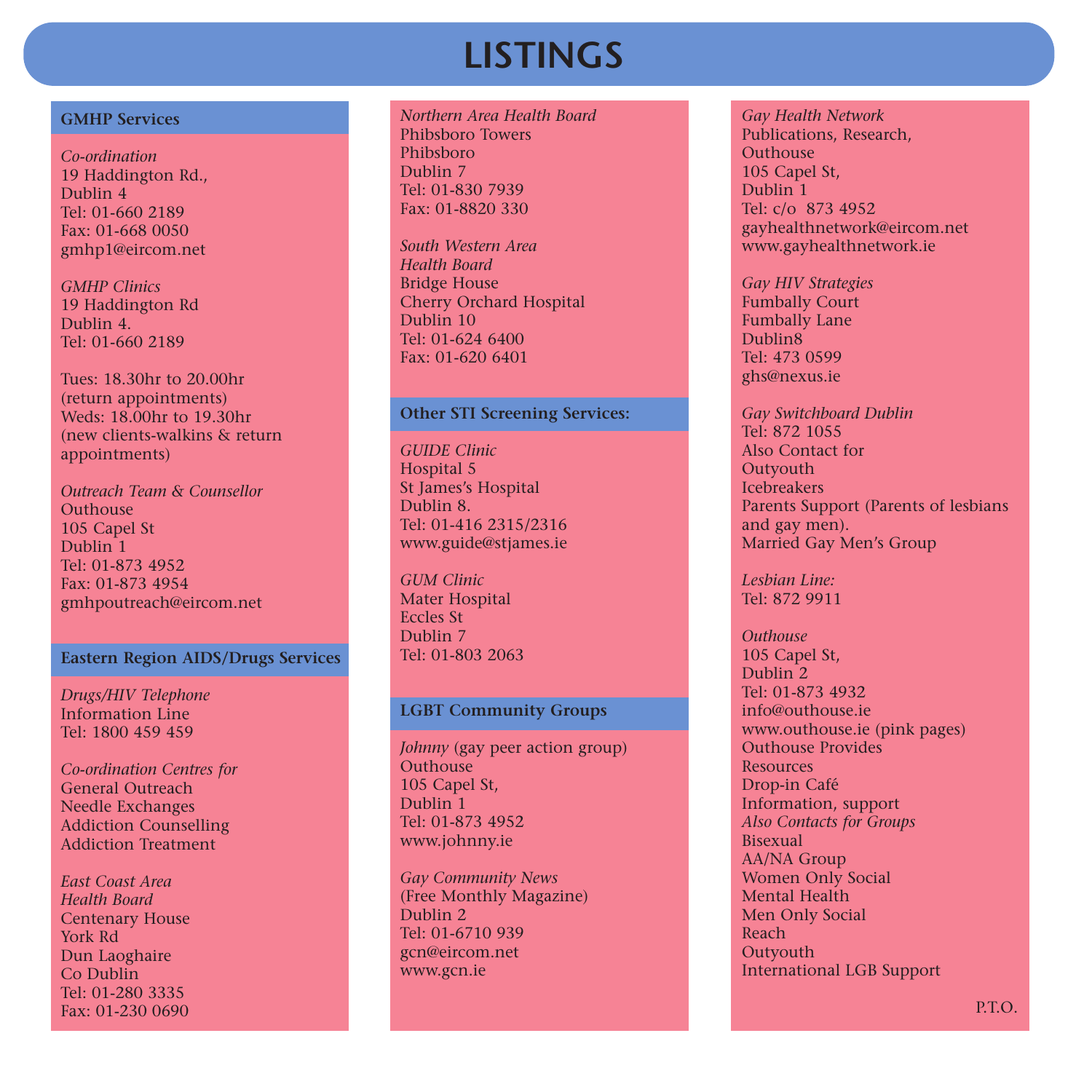# LISTINGS

## GMHP Services

*Co-ordination*
19 Haddington Rd.,
Dublin 4
Tel: 01-660 2189
Fax: 01-668 0050
gmhp1@eircom.net

*GMHP Clinics*
19 Haddington Rd
Dublin 4.
Tel: 01-660 2189

Tues: 18.30hr to 20.00hr
(return appointments)
Weds: 18.00hr to 19.30hr
(new clients-walkins & return appointments)

*Outreach Team & Counsellor*
Outhouse
105 Capel St
Dublin 1
Tel: 01-873 4952
Fax: 01-873 4954
gmhpoutreach@eircom.net

## Eastern Region AIDS/Drugs Services

*Drugs/HIV Telephone*
Information Line
Tel: 1800 459 459

*Co-ordination Centres for*
General Outreach
Needle Exchanges
Addiction Counselling
Addiction Treatment

*East Coast Area Health Board*
Centenary House
York Rd
Dun Laoghaire
Co Dublin
Tel: 01-280 3335
Fax: 01-230 0690

*Northern Area Health Board*
Phibsboro Towers
Phibsboro
Dublin 7
Tel: 01-830 7939
Fax: 01-8820 330

*South Western Area Health Board*
Bridge House
Cherry Orchard Hospital
Dublin 10
Tel: 01-624 6400
Fax: 01-620 6401

## Other STI Screening Services:

*GUIDE Clinic*
Hospital 5
St James's Hospital
Dublin 8.
Tel: 01-416 2315/2316
www.guide@stjames.ie

*GUM Clinic*
Mater Hospital
Eccles St
Dublin 7
Tel: 01-803 2063

## LGBT Community Groups

*Johnny* (gay peer action group)
Outhouse
105 Capel St,
Dublin 1
Tel: 01-873 4952
www.johnny.ie

*Gay Community News*
(Free Monthly Magazine)
Dublin 2
Tel: 01-6710 939
gcn@eircom.net
www.gcn.ie

*Gay Health Network*
Publications, Research,
Outhouse
105 Capel St,
Dublin 1
Tel: c/o 873 4952
gayhealthnetwork@eircom.net
www.gayhealthnetwork.ie

*Gay HIV Strategies*
Fumbally Court
Fumbally Lane
Dublin8
Tel: 473 0599
ghs@nexus.ie

*Gay Switchboard Dublin*
Tel: 872 1055
Also Contact for
Outyouth
Icebreakers
Parents Support (Parents of lesbians and gay men).
Married Gay Men's Group

*Lesbian Line:*
Tel: 872 9911

*Outhouse*
105 Capel St,
Dublin 2
Tel: 01-873 4932
info@outhouse.ie
www.outhouse.ie (pink pages)
Outhouse Provides
Resources
Drop-in Café
Information, support
*Also Contacts for Groups*
Bisexual
AA/NA Group
Women Only Social
Mental Health
Men Only Social
Reach
Outyouth
International LGB Support

P.T.O.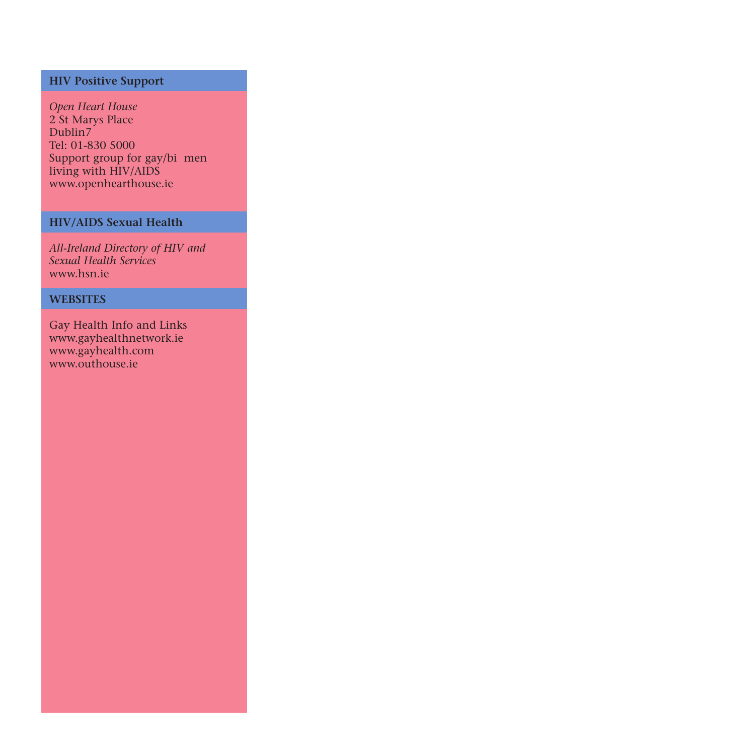## HIV Positive Support

*Open Heart House*
2 St Marys Place
Dublin7
Tel: 01-830 5000
Support group for gay/bi men
living with HIV/AIDS
www.openhearthouse.ie

## HIV/AIDS Sexual Health

*All-Ireland Directory of HIV and Sexual Health Services*
www.hsn.ie

## WEBSITES

Gay Health Info and Links
www.gayhealthnetwork.ie
www.gayhealth.com
www.outhouse.ie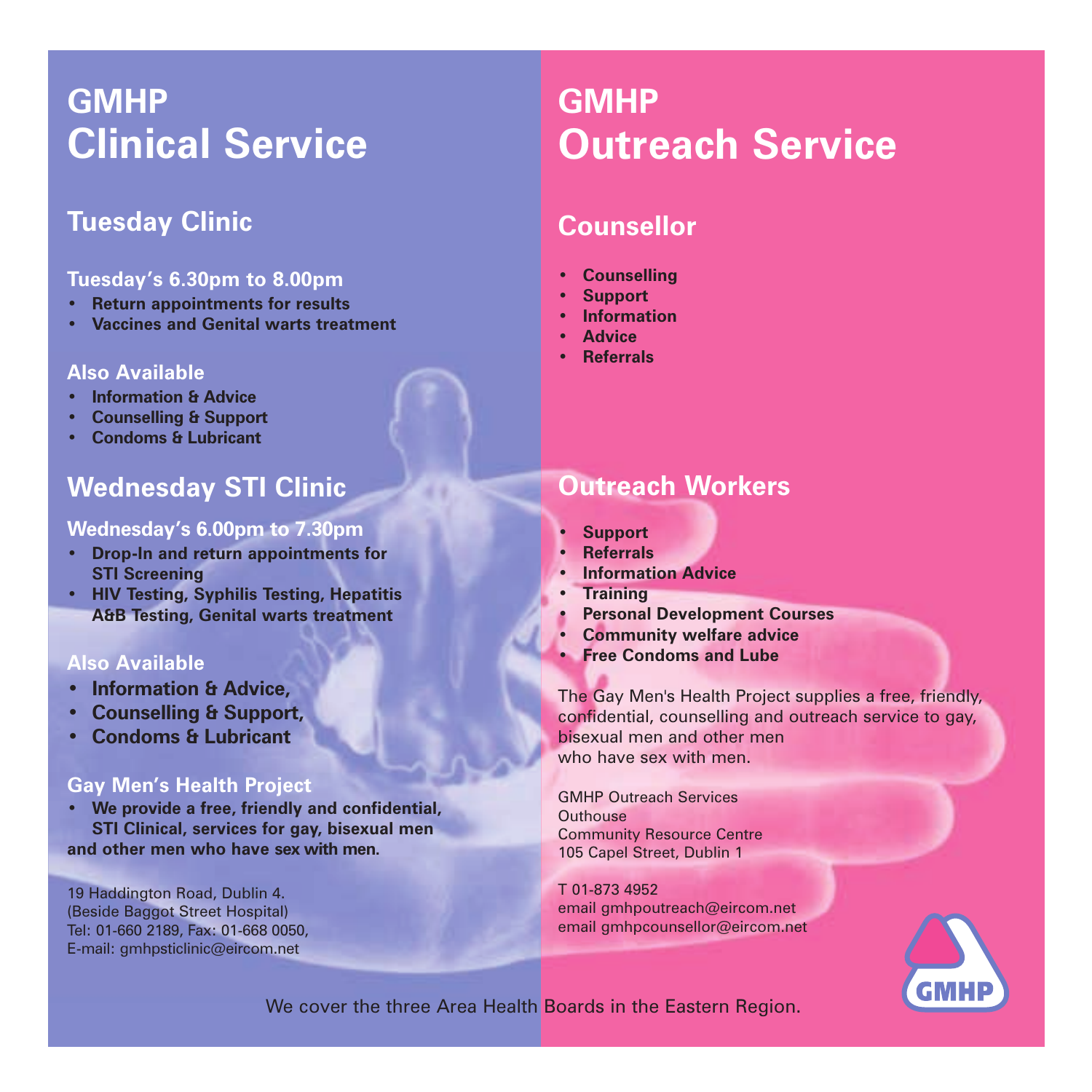# GMHP Clinical Service

## Tuesday Clinic

### Tuesday's 6.30pm to 8.00pm

- **Return appointments for results**
- **Vaccines and Genital warts treatment**

### Also Available

- **Information & Advice**
- **Counselling & Support**
- **Condoms & Lubricant**

## Wednesday STI Clinic

### Wednesday's 6.00pm to 7.30pm

- **Drop-In and return appointments for STI Screening**
- **HIV Testing, Syphilis Testing, Hepatitis A&B Testing, Genital warts treatment**

### Also Available

- **Information & Advice,**
- **Counselling & Support,**
- **Condoms & Lubricant**

### Gay Men's Health Project

- **We provide a free, friendly and confidential, STI Clinical, services for gay, bisexual men and other men who have sex with men.**

19 Haddington Road, Dublin 4.
(Beside Baggot Street Hospital)
Tel: 01-660 2189, Fax: 01-668 0050,
E-mail: gmhpsticlinic@eircom.net

# GMHP Outreach Service

## Counsellor

- **Counselling**
- **Support**
- **Information**
- **Advice**
- **Referrals**

## Outreach Workers

- **Support**
- **Referrals**
- **Information Advice**
- **Training**
- **Personal Development Courses**
- **Community welfare advice**
- **Free Condoms and Lube**

The Gay Men's Health Project supplies a free, friendly, confidential, counselling and outreach service to gay, bisexual men and other men who have sex with men.

GMHP Outreach Services
Outhouse
Community Resource Centre
105 Capel Street, Dublin 1

T 01-873 4952
email gmhpoutreach@eircom.net
email gmhpcounsellor@eircom.net

We cover the three Area Health Boards in the Eastern Region.

GMHP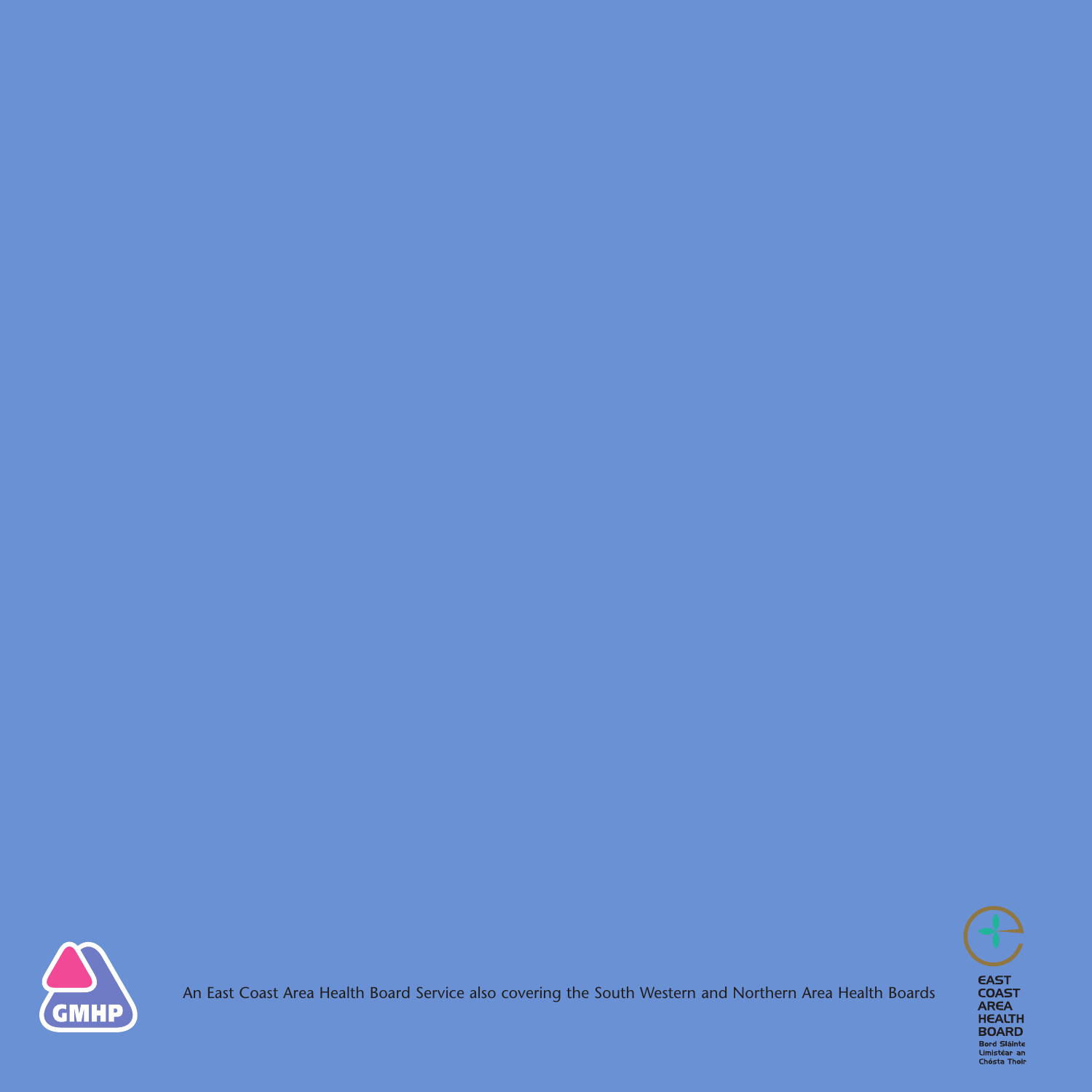GMHP

An East Coast Area Health Board Service also covering the South Western and Northern Area Health Boards

EAST COAST AREA HEALTH BOARD

Bord Sláinte Limistéar an Chósta Thoir